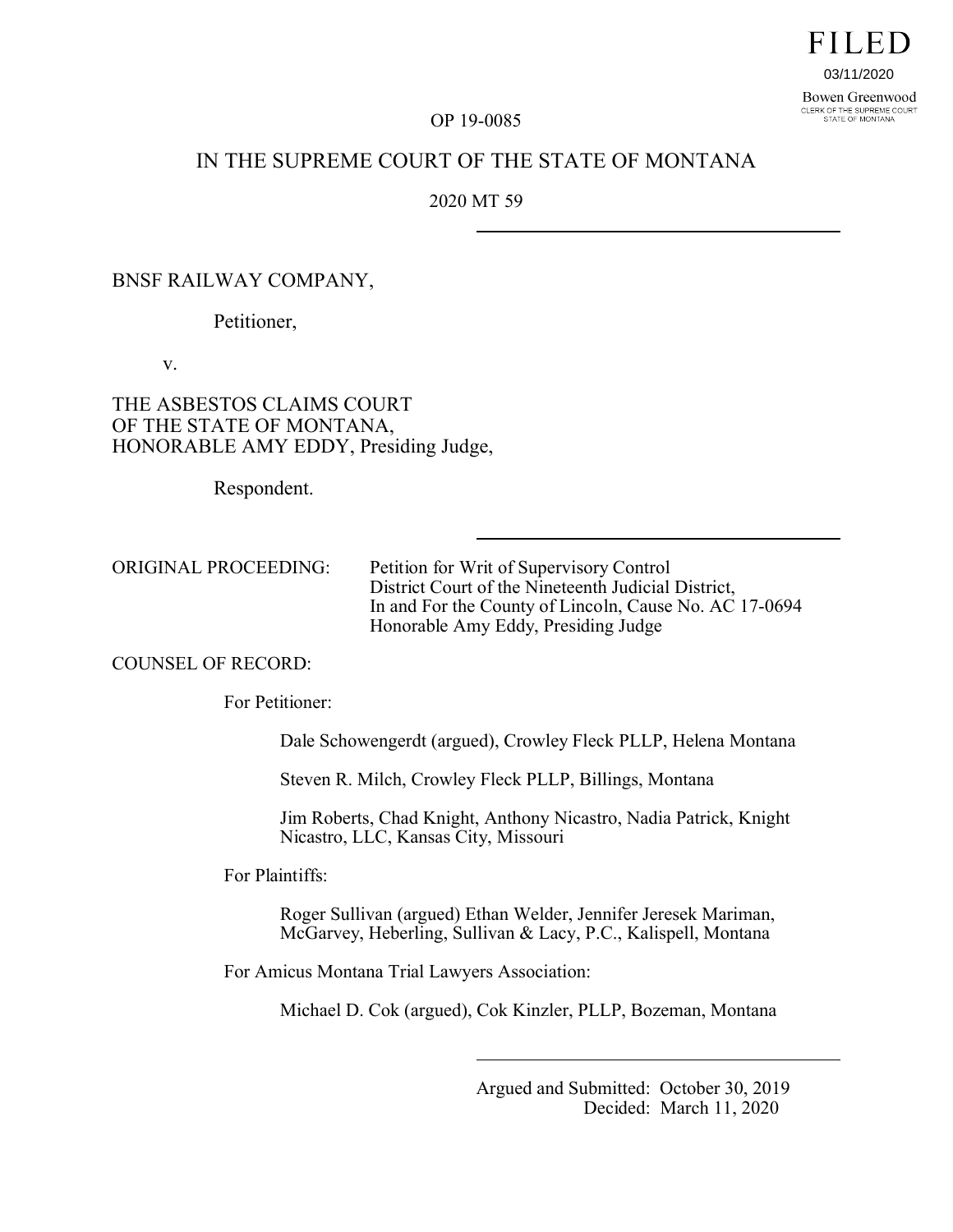FILED

03/11/2020

Bowen Greenwood
CLERK OF THE SUPREME COURT
STATE OF MONTANA

OP 19-0085

IN THE SUPREME COURT OF THE STATE OF MONTANA

2020 MT 59

---

BNSF RAILWAY COMPANY,

Petitioner,

v.

THE ASBESTOS CLAIMS COURT
OF THE STATE OF MONTANA,
HONORABLE AMY EDDY, Presiding Judge,

Respondent.

---

ORIGINAL PROCEEDING: Petition for Writ of Supervisory Control
District Court of the Nineteenth Judicial District,
In and For the County of Lincoln, Cause No. AC 17-0694
Honorable Amy Eddy, Presiding Judge

COUNSEL OF RECORD:

For Petitioner:

Dale Schowengerdt (argued), Crowley Fleck PLLP, Helena Montana

Steven R. Milch, Crowley Fleck PLLP, Billings, Montana

Jim Roberts, Chad Knight, Anthony Nicastro, Nadia Patrick, Knight Nicastro, LLC, Kansas City, Missouri

For Plaintiffs:

Roger Sullivan (argued) Ethan Welder, Jennifer Jeresek Mariman, McGarvey, Heberling, Sullivan & Lacy, P.C., Kalispell, Montana

For Amicus Montana Trial Lawyers Association:

Michael D. Cok (argued), Cok Kinzler, PLLP, Bozeman, Montana

---

Argued and Submitted: October 30, 2019
Decided: March 11, 2020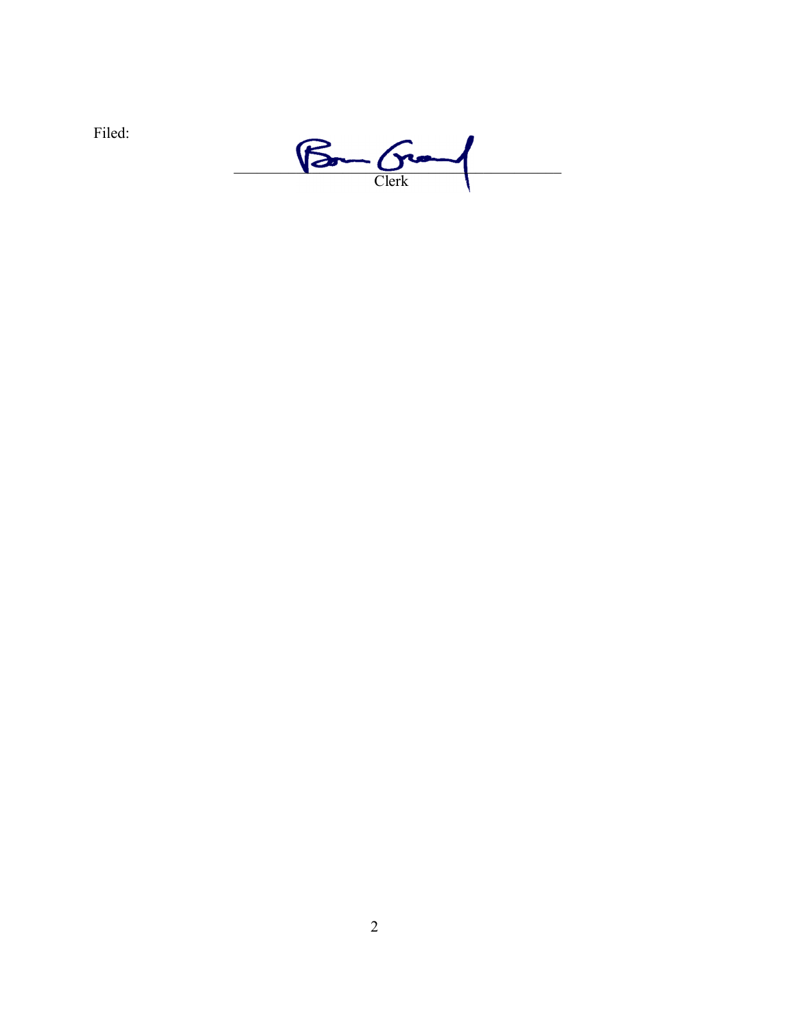Filed:

Clerk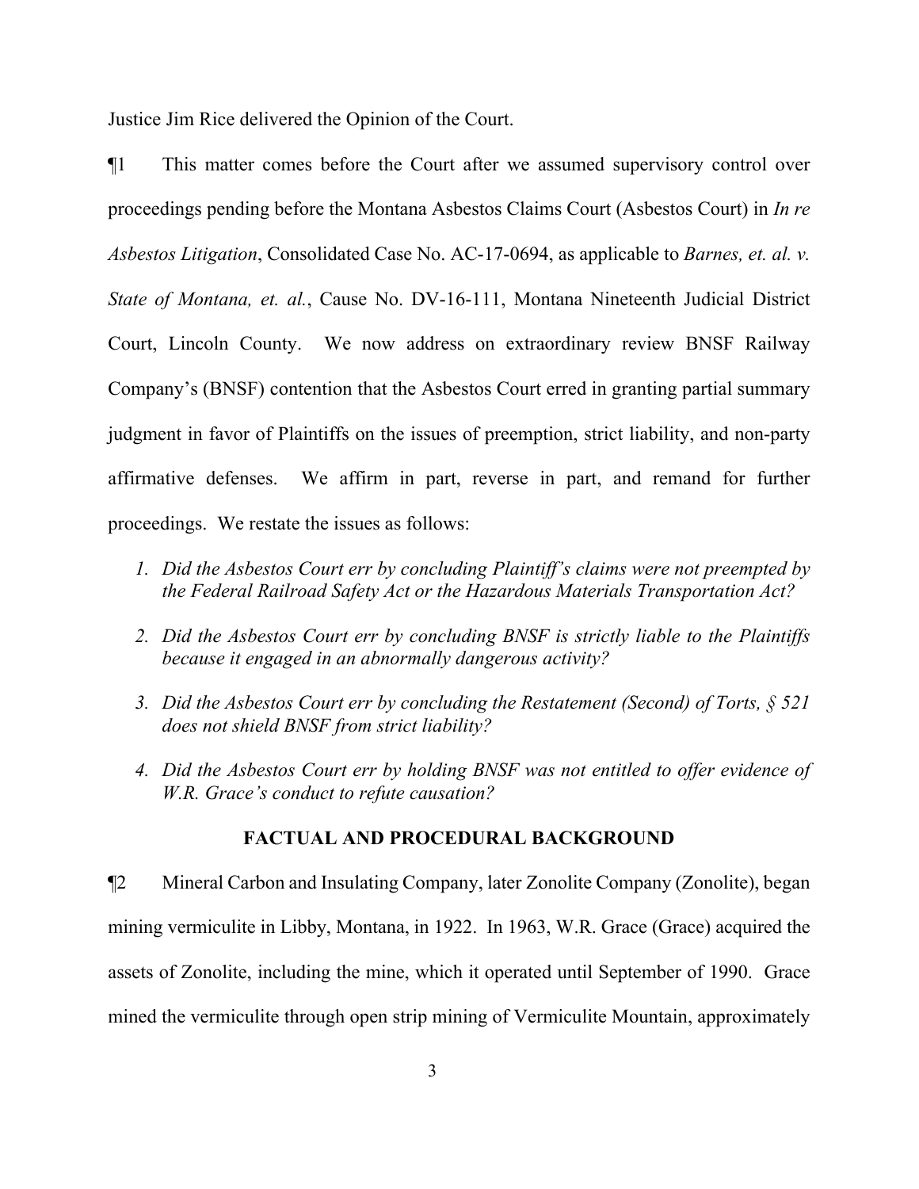Justice Jim Rice delivered the Opinion of the Court.

¶1 This matter comes before the Court after we assumed supervisory control over proceedings pending before the Montana Asbestos Claims Court (Asbestos Court) in *In re Asbestos Litigation*, Consolidated Case No. AC-17-0694, as applicable to *Barnes, et. al. v. State of Montana, et. al.*, Cause No. DV-16-111, Montana Nineteenth Judicial District Court, Lincoln County. We now address on extraordinary review BNSF Railway Company's (BNSF) contention that the Asbestos Court erred in granting partial summary judgment in favor of Plaintiffs on the issues of preemption, strict liability, and non-party affirmative defenses. We affirm in part, reverse in part, and remand for further proceedings. We restate the issues as follows:

1. *Did the Asbestos Court err by concluding Plaintiff's claims were not preempted by the Federal Railroad Safety Act or the Hazardous Materials Transportation Act?*
2. *Did the Asbestos Court err by concluding BNSF is strictly liable to the Plaintiffs because it engaged in an abnormally dangerous activity?*
3. *Did the Asbestos Court err by concluding the Restatement (Second) of Torts, § 521 does not shield BNSF from strict liability?*
4. *Did the Asbestos Court err by holding BNSF was not entitled to offer evidence of W.R. Grace's conduct to refute causation?*

## FACTUAL AND PROCEDURAL BACKGROUND

¶2 Mineral Carbon and Insulating Company, later Zonolite Company (Zonolite), began mining vermiculite in Libby, Montana, in 1922. In 1963, W.R. Grace (Grace) acquired the assets of Zonolite, including the mine, which it operated until September of 1990. Grace mined the vermiculite through open strip mining of Vermiculite Mountain, approximately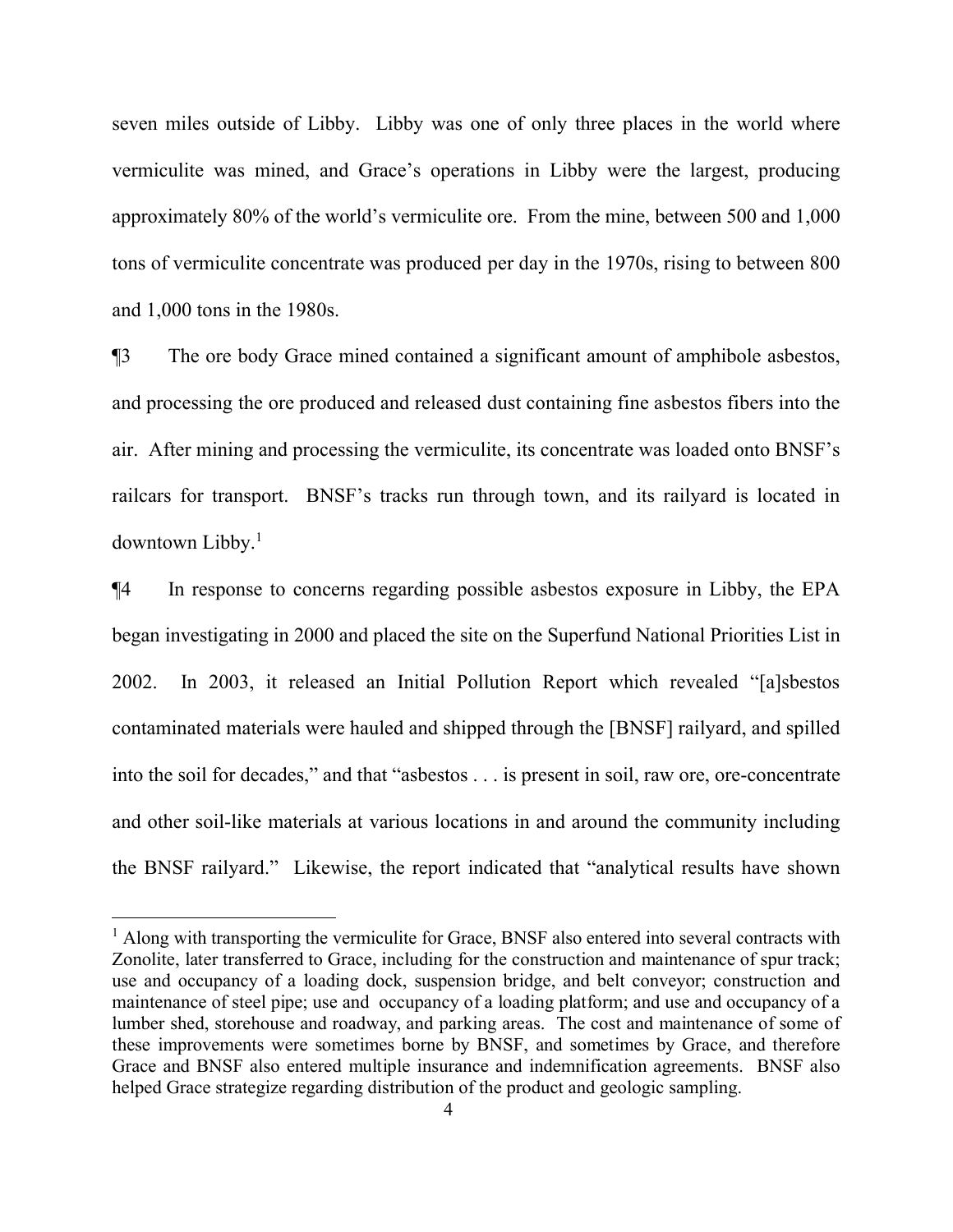seven miles outside of Libby. Libby was one of only three places in the world where vermiculite was mined, and Grace's operations in Libby were the largest, producing approximately 80% of the world's vermiculite ore. From the mine, between 500 and 1,000 tons of vermiculite concentrate was produced per day in the 1970s, rising to between 800 and 1,000 tons in the 1980s.

¶3 The ore body Grace mined contained a significant amount of amphibole asbestos, and processing the ore produced and released dust containing fine asbestos fibers into the air. After mining and processing the vermiculite, its concentrate was loaded onto BNSF's railcars for transport. BNSF's tracks run through town, and its railyard is located in downtown Libby.[1]

¶4 In response to concerns regarding possible asbestos exposure in Libby, the EPA began investigating in 2000 and placed the site on the Superfund National Priorities List in 2002. In 2003, it released an Initial Pollution Report which revealed "[a]sbestos contaminated materials were hauled and shipped through the [BNSF] railyard, and spilled into the soil for decades," and that "asbestos . . . is present in soil, raw ore, ore-concentrate and other soil-like materials at various locations in and around the community including the BNSF railyard." Likewise, the report indicated that "analytical results have shown

---

[1] Along with transporting the vermiculite for Grace, BNSF also entered into several contracts with Zonolite, later transferred to Grace, including for the construction and maintenance of spur track; use and occupancy of a loading dock, suspension bridge, and belt conveyor; construction and maintenance of steel pipe; use and occupancy of a loading platform; and use and occupancy of a lumber shed, storehouse and roadway, and parking areas. The cost and maintenance of some of these improvements were sometimes borne by BNSF, and sometimes by Grace, and therefore Grace and BNSF also entered multiple insurance and indemnification agreements. BNSF also helped Grace strategize regarding distribution of the product and geologic sampling.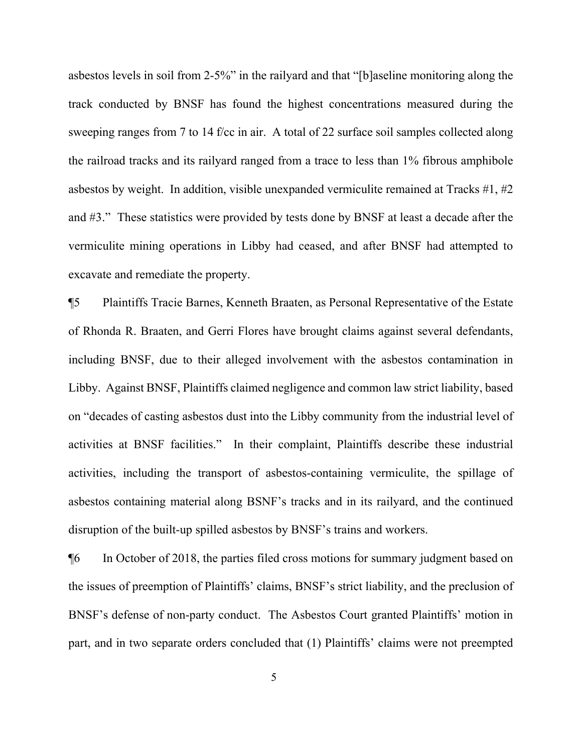asbestos levels in soil from 2-5%" in the railyard and that "[b]aseline monitoring along the track conducted by BNSF has found the highest concentrations measured during the sweeping ranges from 7 to 14 f/cc in air. A total of 22 surface soil samples collected along the railroad tracks and its railyard ranged from a trace to less than 1% fibrous amphibole asbestos by weight. In addition, visible unexpanded vermiculite remained at Tracks #1, #2 and #3." These statistics were provided by tests done by BNSF at least a decade after the vermiculite mining operations in Libby had ceased, and after BNSF had attempted to excavate and remediate the property.

¶5 Plaintiffs Tracie Barnes, Kenneth Braaten, as Personal Representative of the Estate of Rhonda R. Braaten, and Gerri Flores have brought claims against several defendants, including BNSF, due to their alleged involvement with the asbestos contamination in Libby. Against BNSF, Plaintiffs claimed negligence and common law strict liability, based on "decades of casting asbestos dust into the Libby community from the industrial level of activities at BNSF facilities." In their complaint, Plaintiffs describe these industrial activities, including the transport of asbestos-containing vermiculite, the spillage of asbestos containing material along BSNF's tracks and in its railyard, and the continued disruption of the built-up spilled asbestos by BNSF's trains and workers.

¶6 In October of 2018, the parties filed cross motions for summary judgment based on the issues of preemption of Plaintiffs' claims, BNSF's strict liability, and the preclusion of BNSF's defense of non-party conduct. The Asbestos Court granted Plaintiffs' motion in part, and in two separate orders concluded that (1) Plaintiffs' claims were not preempted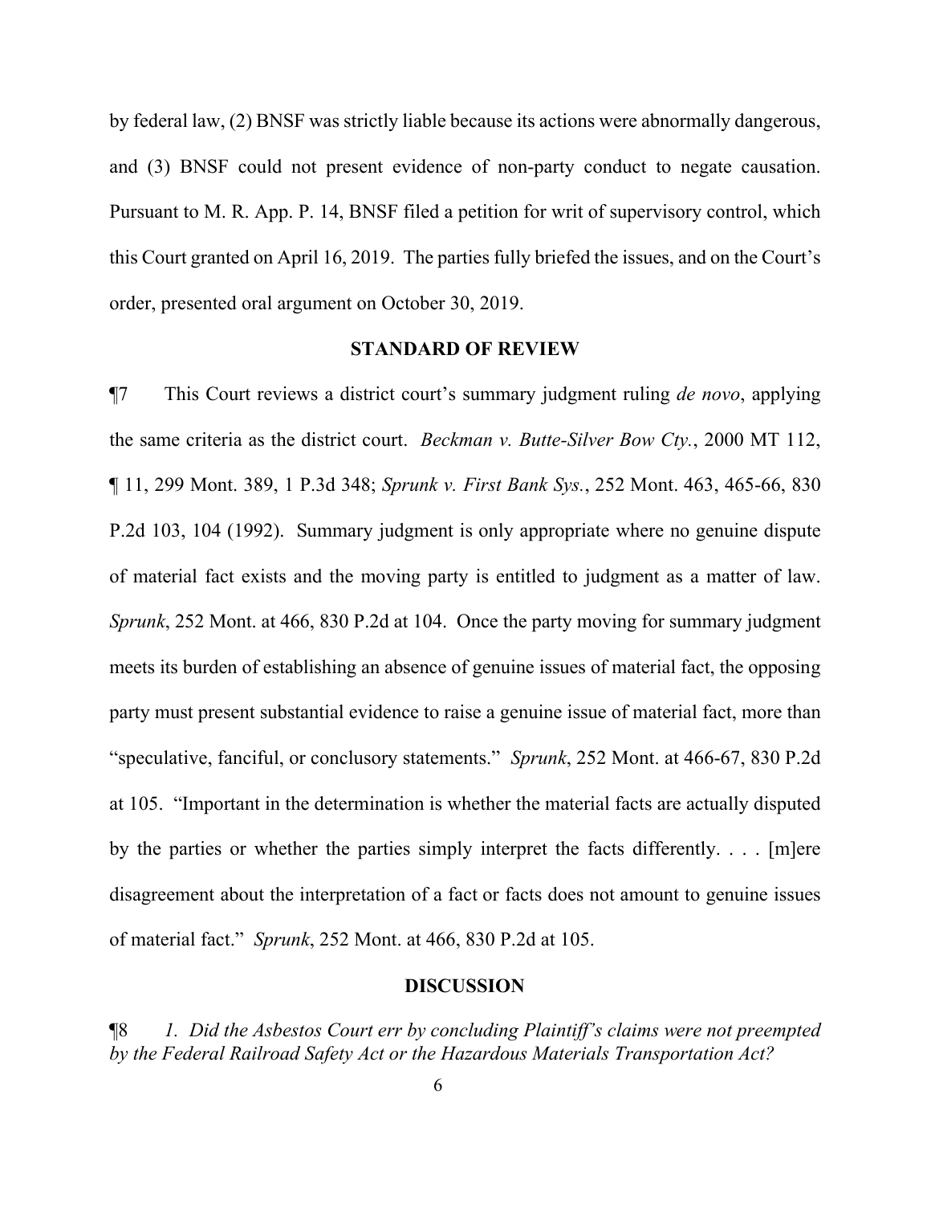by federal law, (2) BNSF was strictly liable because its actions were abnormally dangerous, and (3) BNSF could not present evidence of non-party conduct to negate causation. Pursuant to M. R. App. P. 14, BNSF filed a petition for writ of supervisory control, which this Court granted on April 16, 2019. The parties fully briefed the issues, and on the Court's order, presented oral argument on October 30, 2019.

## STANDARD OF REVIEW

¶7 This Court reviews a district court's summary judgment ruling *de novo*, applying the same criteria as the district court. *Beckman v. Butte-Silver Bow Cty.*, 2000 MT 112, ¶ 11, 299 Mont. 389, 1 P.3d 348; *Sprunk v. First Bank Sys.*, 252 Mont. 463, 465-66, 830 P.2d 103, 104 (1992). Summary judgment is only appropriate where no genuine dispute of material fact exists and the moving party is entitled to judgment as a matter of law. *Sprunk*, 252 Mont. at 466, 830 P.2d at 104. Once the party moving for summary judgment meets its burden of establishing an absence of genuine issues of material fact, the opposing party must present substantial evidence to raise a genuine issue of material fact, more than "speculative, fanciful, or conclusory statements." *Sprunk*, 252 Mont. at 466-67, 830 P.2d at 105. "Important in the determination is whether the material facts are actually disputed by the parties or whether the parties simply interpret the facts differently. . . . [m]ere disagreement about the interpretation of a fact or facts does not amount to genuine issues of material fact." *Sprunk*, 252 Mont. at 466, 830 P.2d at 105.

## DISCUSSION

¶8 *1. Did the Asbestos Court err by concluding Plaintiff's claims were not preempted by the Federal Railroad Safety Act or the Hazardous Materials Transportation Act?*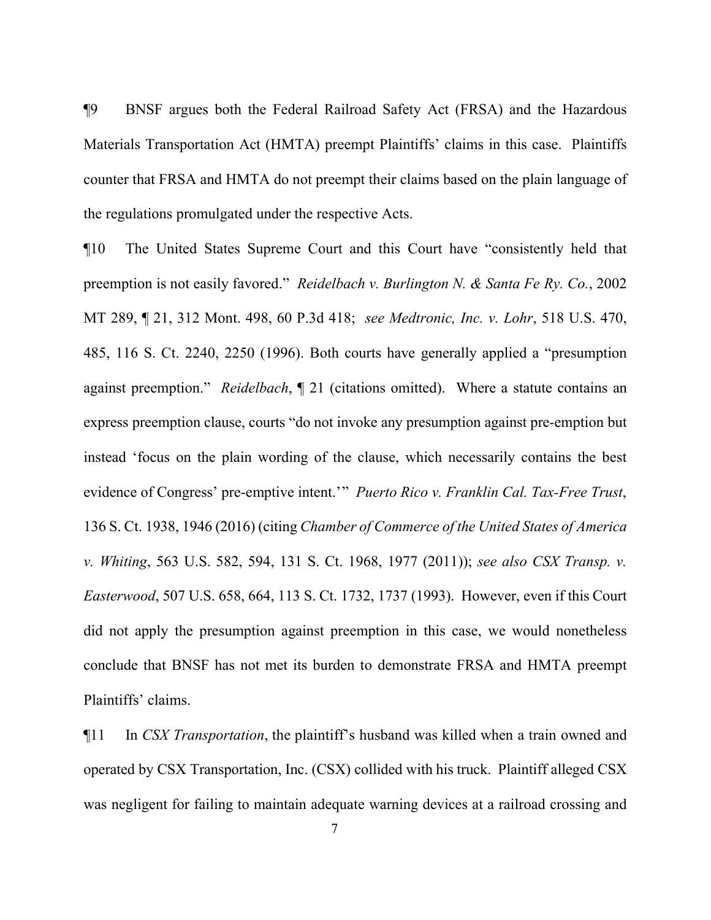¶9 BNSF argues both the Federal Railroad Safety Act (FRSA) and the Hazardous Materials Transportation Act (HMTA) preempt Plaintiffs' claims in this case. Plaintiffs counter that FRSA and HMTA do not preempt their claims based on the plain language of the regulations promulgated under the respective Acts.

¶10 The United States Supreme Court and this Court have "consistently held that preemption is not easily favored." *Reidelbach v. Burlington N. & Santa Fe Ry. Co.*, 2002 MT 289, ¶ 21, 312 Mont. 498, 60 P.3d 418; *see Medtronic, Inc. v. Lohr*, 518 U.S. 470, 485, 116 S. Ct. 2240, 2250 (1996). Both courts have generally applied a "presumption against preemption." *Reidelbach*, ¶ 21 (citations omitted). Where a statute contains an express preemption clause, courts "do not invoke any presumption against pre-emption but instead 'focus on the plain wording of the clause, which necessarily contains the best evidence of Congress' pre-emptive intent.'" *Puerto Rico v. Franklin Cal. Tax-Free Trust*, 136 S. Ct. 1938, 1946 (2016) (citing *Chamber of Commerce of the United States of America v. Whiting*, 563 U.S. 582, 594, 131 S. Ct. 1968, 1977 (2011)); *see also CSX Transp. v. Easterwood*, 507 U.S. 658, 664, 113 S. Ct. 1732, 1737 (1993). However, even if this Court did not apply the presumption against preemption in this case, we would nonetheless conclude that BNSF has not met its burden to demonstrate FRSA and HMTA preempt Plaintiffs' claims.

¶11 In *CSX Transportation*, the plaintiff's husband was killed when a train owned and operated by CSX Transportation, Inc. (CSX) collided with his truck. Plaintiff alleged CSX was negligent for failing to maintain adequate warning devices at a railroad crossing and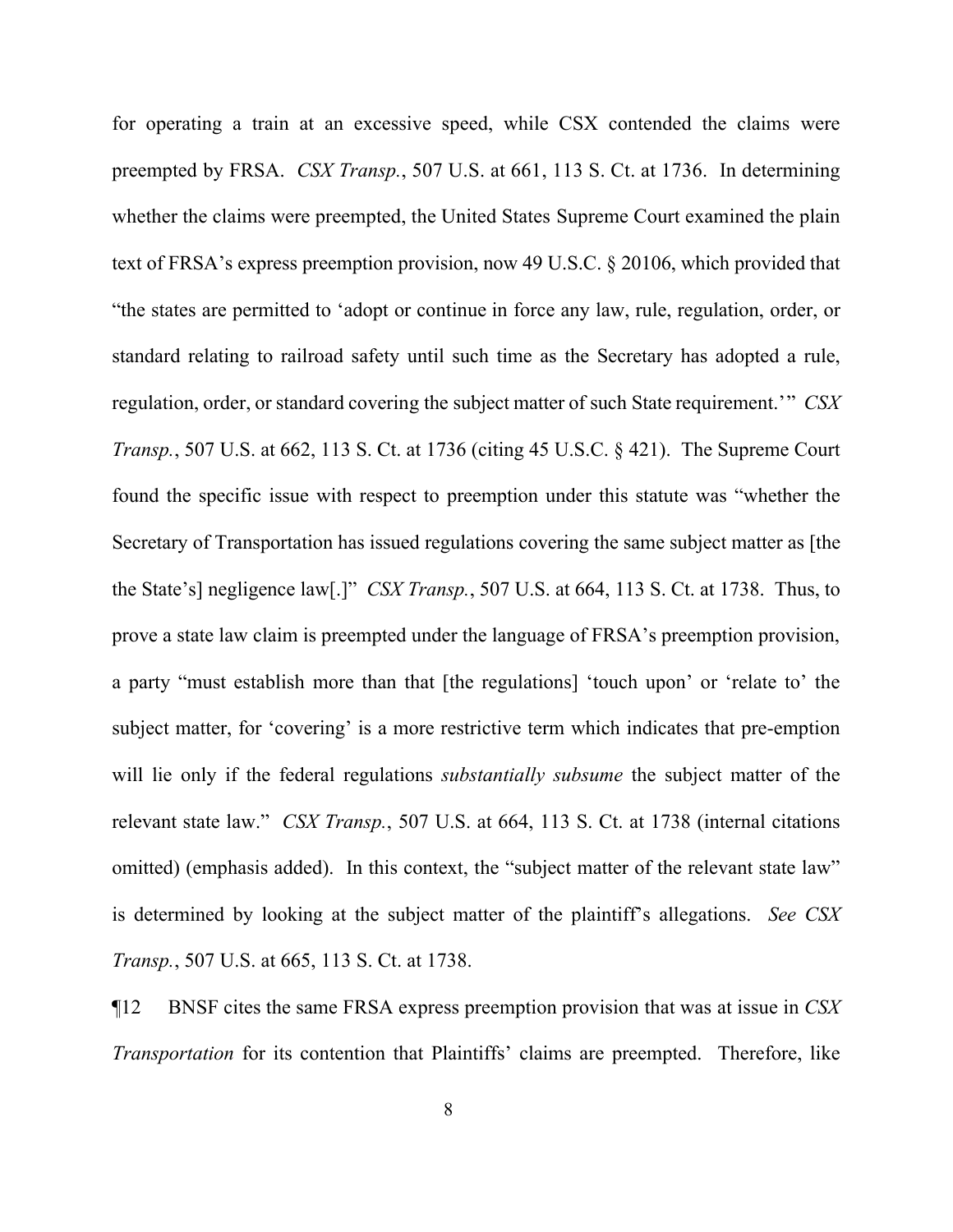for operating a train at an excessive speed, while CSX contended the claims were preempted by FRSA. *CSX Transp.*, 507 U.S. at 661, 113 S. Ct. at 1736. In determining whether the claims were preempted, the United States Supreme Court examined the plain text of FRSA's express preemption provision, now 49 U.S.C. § 20106, which provided that "the states are permitted to 'adopt or continue in force any law, rule, regulation, order, or standard relating to railroad safety until such time as the Secretary has adopted a rule, regulation, order, or standard covering the subject matter of such State requirement.'" *CSX Transp.*, 507 U.S. at 662, 113 S. Ct. at 1736 (citing 45 U.S.C. § 421). The Supreme Court found the specific issue with respect to preemption under this statute was "whether the Secretary of Transportation has issued regulations covering the same subject matter as [the the State's] negligence law[.]" *CSX Transp.*, 507 U.S. at 664, 113 S. Ct. at 1738. Thus, to prove a state law claim is preempted under the language of FRSA's preemption provision, a party "must establish more than that [the regulations] 'touch upon' or 'relate to' the subject matter, for 'covering' is a more restrictive term which indicates that pre-emption will lie only if the federal regulations *substantially subsume* the subject matter of the relevant state law." *CSX Transp.*, 507 U.S. at 664, 113 S. Ct. at 1738 (internal citations omitted) (emphasis added). In this context, the "subject matter of the relevant state law" is determined by looking at the subject matter of the plaintiff's allegations. *See CSX Transp.*, 507 U.S. at 665, 113 S. Ct. at 1738.

¶12 BNSF cites the same FRSA express preemption provision that was at issue in *CSX Transportation* for its contention that Plaintiffs' claims are preempted. Therefore, like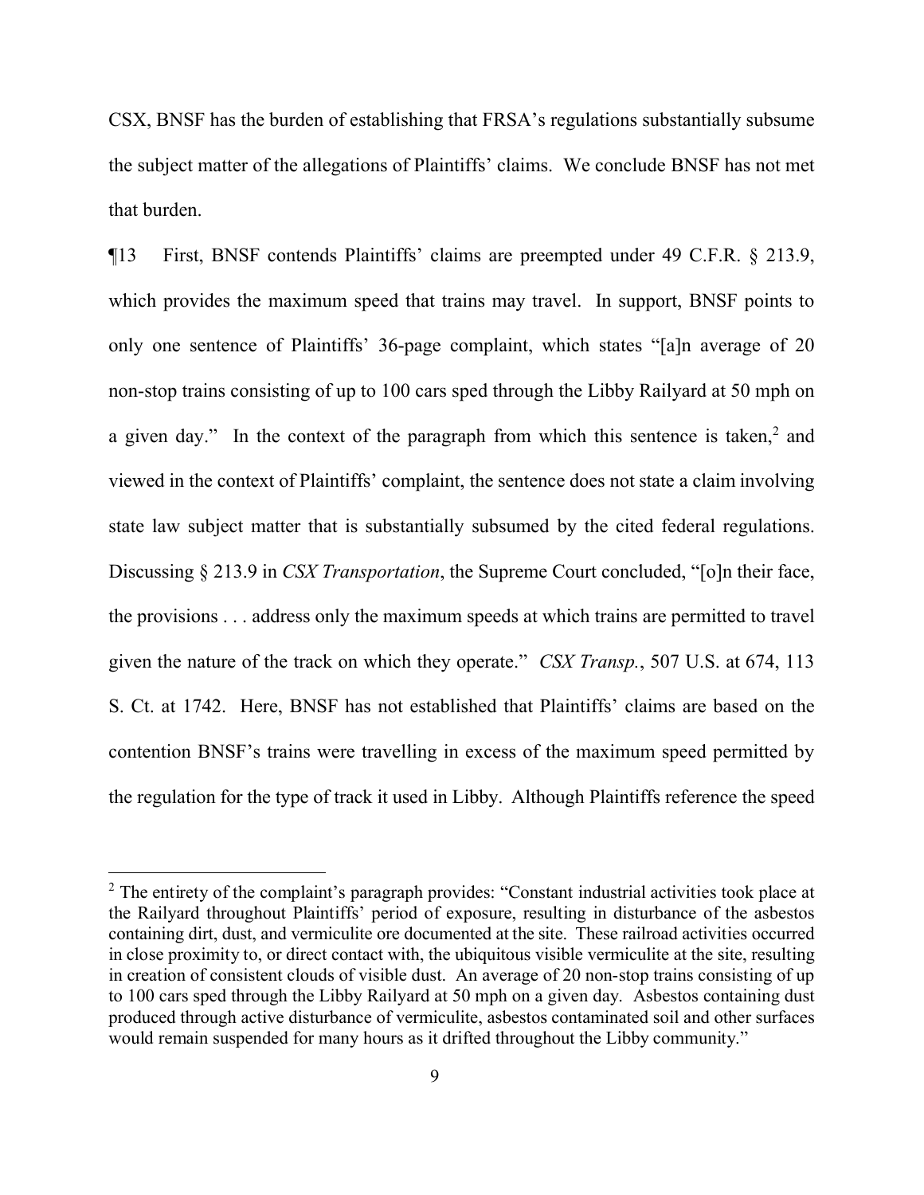CSX, BNSF has the burden of establishing that FRSA's regulations substantially subsume the subject matter of the allegations of Plaintiffs' claims. We conclude BNSF has not met that burden.

¶13 First, BNSF contends Plaintiffs' claims are preempted under 49 C.F.R. § 213.9, which provides the maximum speed that trains may travel. In support, BNSF points to only one sentence of Plaintiffs' 36-page complaint, which states "[a]n average of 20 non-stop trains consisting of up to 100 cars sped through the Libby Railyard at 50 mph on a given day." In the context of the paragraph from which this sentence is taken,[2] and viewed in the context of Plaintiffs' complaint, the sentence does not state a claim involving state law subject matter that is substantially subsumed by the cited federal regulations. Discussing § 213.9 in *CSX Transportation*, the Supreme Court concluded, "[o]n their face, the provisions . . . address only the maximum speeds at which trains are permitted to travel given the nature of the track on which they operate." *CSX Transp.*, 507 U.S. at 674, 113 S. Ct. at 1742. Here, BNSF has not established that Plaintiffs' claims are based on the contention BNSF's trains were travelling in excess of the maximum speed permitted by the regulation for the type of track it used in Libby. Although Plaintiffs reference the speed

[2] The entirety of the complaint's paragraph provides: "Constant industrial activities took place at the Railyard throughout Plaintiffs' period of exposure, resulting in disturbance of the asbestos containing dirt, dust, and vermiculite ore documented at the site. These railroad activities occurred in close proximity to, or direct contact with, the ubiquitous visible vermiculite at the site, resulting in creation of consistent clouds of visible dust. An average of 20 non-stop trains consisting of up to 100 cars sped through the Libby Railyard at 50 mph on a given day. Asbestos containing dust produced through active disturbance of vermiculite, asbestos contaminated soil and other surfaces would remain suspended for many hours as it drifted throughout the Libby community."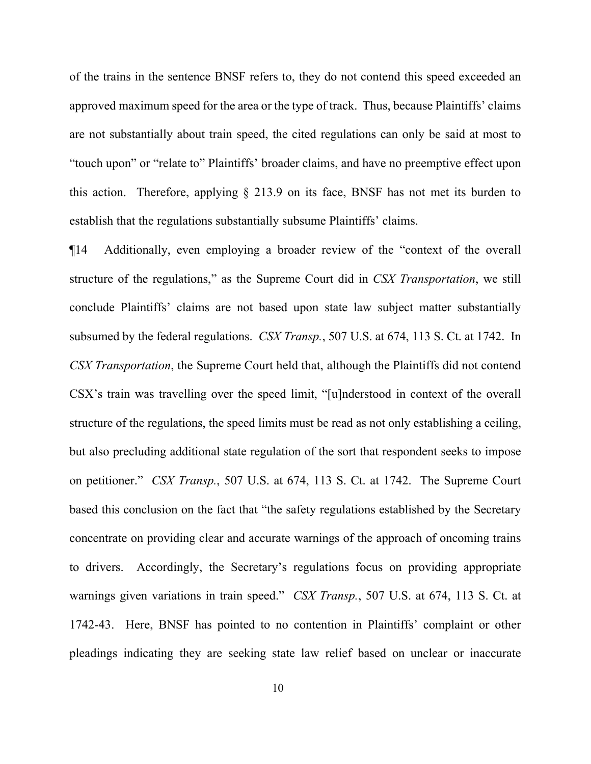of the trains in the sentence BNSF refers to, they do not contend this speed exceeded an approved maximum speed for the area or the type of track. Thus, because Plaintiffs' claims are not substantially about train speed, the cited regulations can only be said at most to "touch upon" or "relate to" Plaintiffs' broader claims, and have no preemptive effect upon this action. Therefore, applying § 213.9 on its face, BNSF has not met its burden to establish that the regulations substantially subsume Plaintiffs' claims.

¶14 Additionally, even employing a broader review of the "context of the overall structure of the regulations," as the Supreme Court did in *CSX Transportation*, we still conclude Plaintiffs' claims are not based upon state law subject matter substantially subsumed by the federal regulations. *CSX Transp.*, 507 U.S. at 674, 113 S. Ct. at 1742. In *CSX Transportation*, the Supreme Court held that, although the Plaintiffs did not contend CSX's train was travelling over the speed limit, "[u]nderstood in context of the overall structure of the regulations, the speed limits must be read as not only establishing a ceiling, but also precluding additional state regulation of the sort that respondent seeks to impose on petitioner." *CSX Transp.*, 507 U.S. at 674, 113 S. Ct. at 1742. The Supreme Court based this conclusion on the fact that "the safety regulations established by the Secretary concentrate on providing clear and accurate warnings of the approach of oncoming trains to drivers. Accordingly, the Secretary's regulations focus on providing appropriate warnings given variations in train speed." *CSX Transp.*, 507 U.S. at 674, 113 S. Ct. at 1742-43. Here, BNSF has pointed to no contention in Plaintiffs' complaint or other pleadings indicating they are seeking state law relief based on unclear or inaccurate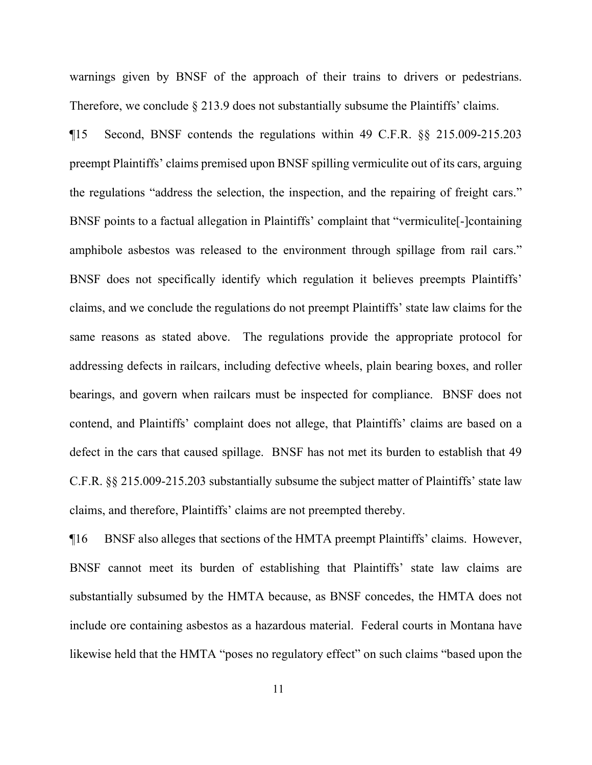warnings given by BNSF of the approach of their trains to drivers or pedestrians. Therefore, we conclude § 213.9 does not substantially subsume the Plaintiffs' claims.

¶15 Second, BNSF contends the regulations within 49 C.F.R. §§ 215.009-215.203 preempt Plaintiffs' claims premised upon BNSF spilling vermiculite out of its cars, arguing the regulations "address the selection, the inspection, and the repairing of freight cars." BNSF points to a factual allegation in Plaintiffs' complaint that "vermiculite[-]containing amphibole asbestos was released to the environment through spillage from rail cars." BNSF does not specifically identify which regulation it believes preempts Plaintiffs' claims, and we conclude the regulations do not preempt Plaintiffs' state law claims for the same reasons as stated above. The regulations provide the appropriate protocol for addressing defects in railcars, including defective wheels, plain bearing boxes, and roller bearings, and govern when railcars must be inspected for compliance. BNSF does not contend, and Plaintiffs' complaint does not allege, that Plaintiffs' claims are based on a defect in the cars that caused spillage. BNSF has not met its burden to establish that 49 C.F.R. §§ 215.009-215.203 substantially subsume the subject matter of Plaintiffs' state law claims, and therefore, Plaintiffs' claims are not preempted thereby.

¶16 BNSF also alleges that sections of the HMTA preempt Plaintiffs' claims. However, BNSF cannot meet its burden of establishing that Plaintiffs' state law claims are substantially subsumed by the HMTA because, as BNSF concedes, the HMTA does not include ore containing asbestos as a hazardous material. Federal courts in Montana have likewise held that the HMTA "poses no regulatory effect" on such claims "based upon the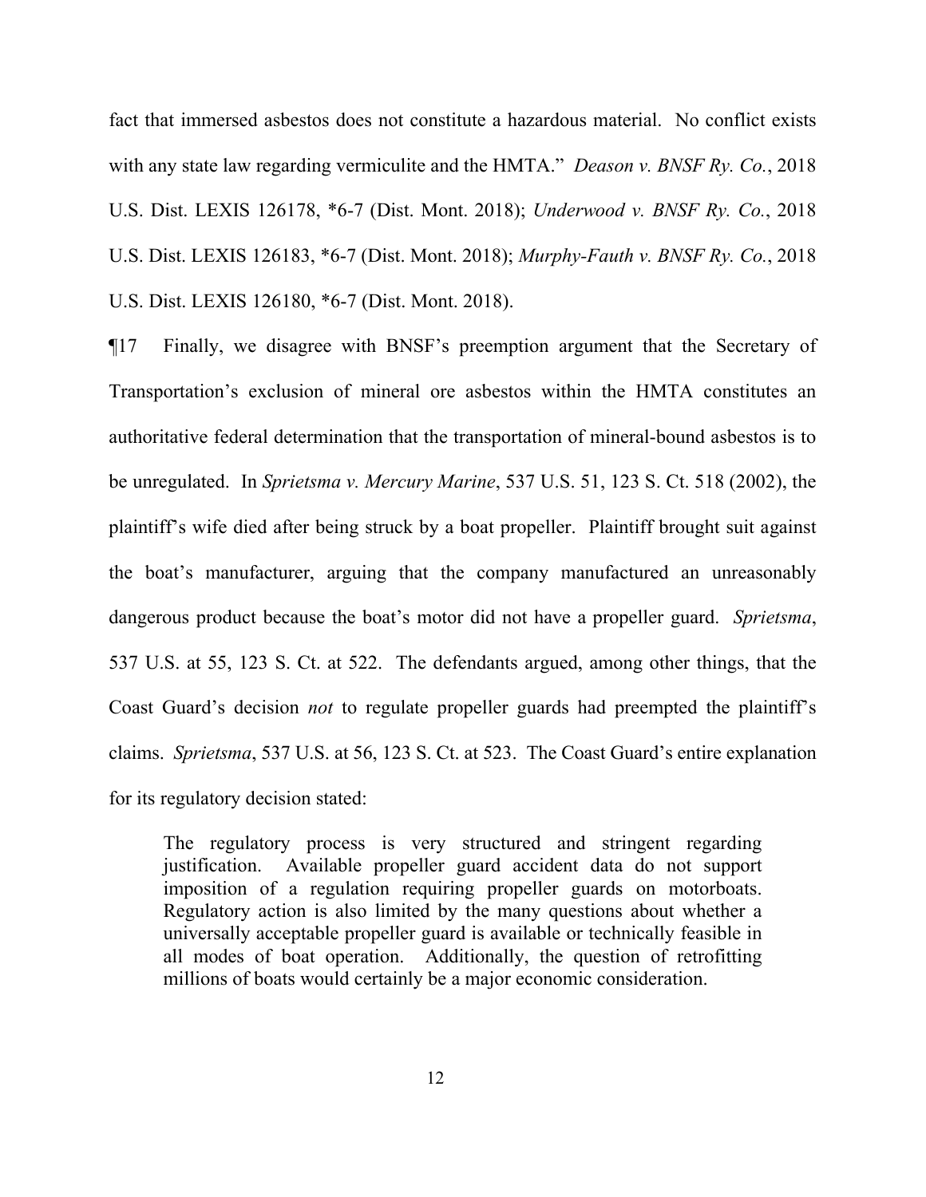fact that immersed asbestos does not constitute a hazardous material. No conflict exists with any state law regarding vermiculite and the HMTA." *Deason v. BNSF Ry. Co.*, 2018 U.S. Dist. LEXIS 126178, *6-7 (Dist. Mont. 2018); *Underwood v. BNSF Ry. Co.*, 2018 U.S. Dist. LEXIS 126183, *6-7 (Dist. Mont. 2018); *Murphy-Fauth v. BNSF Ry. Co.*, 2018 U.S. Dist. LEXIS 126180, *6-7 (Dist. Mont. 2018).

¶17 Finally, we disagree with BNSF's preemption argument that the Secretary of Transportation's exclusion of mineral ore asbestos within the HMTA constitutes an authoritative federal determination that the transportation of mineral-bound asbestos is to be unregulated. In *Sprietsma v. Mercury Marine*, 537 U.S. 51, 123 S. Ct. 518 (2002), the plaintiff's wife died after being struck by a boat propeller. Plaintiff brought suit against the boat's manufacturer, arguing that the company manufactured an unreasonably dangerous product because the boat's motor did not have a propeller guard. *Sprietsma*, 537 U.S. at 55, 123 S. Ct. at 522. The defendants argued, among other things, that the Coast Guard's decision *not* to regulate propeller guards had preempted the plaintiff's claims. *Sprietsma*, 537 U.S. at 56, 123 S. Ct. at 523. The Coast Guard's entire explanation for its regulatory decision stated:

> The regulatory process is very structured and stringent regarding justification. Available propeller guard accident data do not support imposition of a regulation requiring propeller guards on motorboats. Regulatory action is also limited by the many questions about whether a universally acceptable propeller guard is available or technically feasible in all modes of boat operation. Additionally, the question of retrofitting millions of boats would certainly be a major economic consideration.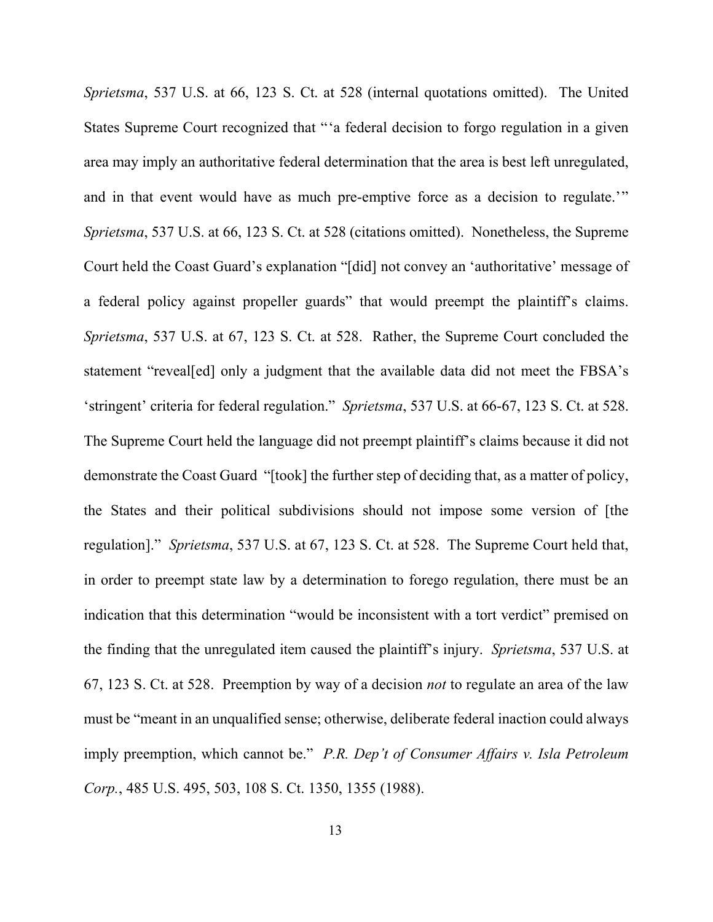*Sprietsma*, 537 U.S. at 66, 123 S. Ct. at 528 (internal quotations omitted). The United States Supreme Court recognized that "'a federal decision to forgo regulation in a given area may imply an authoritative federal determination that the area is best left unregulated, and in that event would have as much pre-emptive force as a decision to regulate.'" *Sprietsma*, 537 U.S. at 66, 123 S. Ct. at 528 (citations omitted). Nonetheless, the Supreme Court held the Coast Guard's explanation "[did] not convey an 'authoritative' message of a federal policy against propeller guards" that would preempt the plaintiff's claims. *Sprietsma*, 537 U.S. at 67, 123 S. Ct. at 528. Rather, the Supreme Court concluded the statement "reveal[ed] only a judgment that the available data did not meet the FBSA's 'stringent' criteria for federal regulation." *Sprietsma*, 537 U.S. at 66-67, 123 S. Ct. at 528. The Supreme Court held the language did not preempt plaintiff's claims because it did not demonstrate the Coast Guard "[took] the further step of deciding that, as a matter of policy, the States and their political subdivisions should not impose some version of [the regulation]." *Sprietsma*, 537 U.S. at 67, 123 S. Ct. at 528. The Supreme Court held that, in order to preempt state law by a determination to forego regulation, there must be an indication that this determination "would be inconsistent with a tort verdict" premised on the finding that the unregulated item caused the plaintiff's injury. *Sprietsma*, 537 U.S. at 67, 123 S. Ct. at 528. Preemption by way of a decision *not* to regulate an area of the law must be "meant in an unqualified sense; otherwise, deliberate federal inaction could always imply preemption, which cannot be." *P.R. Dep't of Consumer Affairs v. Isla Petroleum Corp.*, 485 U.S. 495, 503, 108 S. Ct. 1350, 1355 (1988).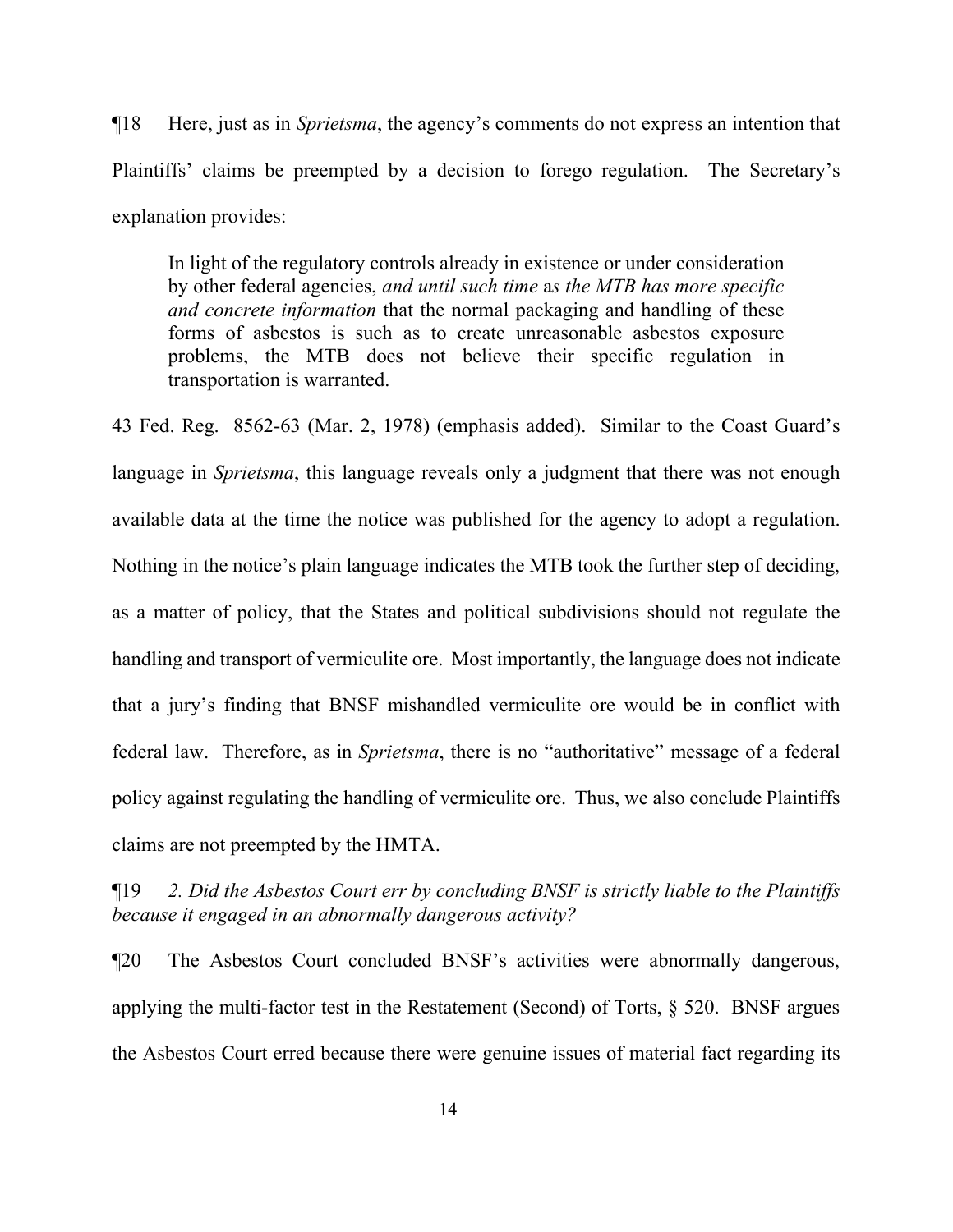¶18 Here, just as in *Sprietsma*, the agency's comments do not express an intention that Plaintiffs' claims be preempted by a decision to forego regulation. The Secretary's explanation provides:

> In light of the regulatory controls already in existence or under consideration by other federal agencies, *and until such time* a*s the MTB has more specific and concrete information* that the normal packaging and handling of these forms of asbestos is such as to create unreasonable asbestos exposure problems, the MTB does not believe their specific regulation in transportation is warranted.

43 Fed. Reg. 8562-63 (Mar. 2, 1978) (emphasis added). Similar to the Coast Guard's language in *Sprietsma*, this language reveals only a judgment that there was not enough available data at the time the notice was published for the agency to adopt a regulation. Nothing in the notice's plain language indicates the MTB took the further step of deciding, as a matter of policy, that the States and political subdivisions should not regulate the handling and transport of vermiculite ore. Most importantly, the language does not indicate that a jury's finding that BNSF mishandled vermiculite ore would be in conflict with federal law. Therefore, as in *Sprietsma*, there is no "authoritative" message of a federal policy against regulating the handling of vermiculite ore. Thus, we also conclude Plaintiffs claims are not preempted by the HMTA.

¶19 *2. Did the Asbestos Court err by concluding BNSF is strictly liable to the Plaintiffs because it engaged in an abnormally dangerous activity?*

¶20 The Asbestos Court concluded BNSF's activities were abnormally dangerous, applying the multi-factor test in the Restatement (Second) of Torts, § 520. BNSF argues the Asbestos Court erred because there were genuine issues of material fact regarding its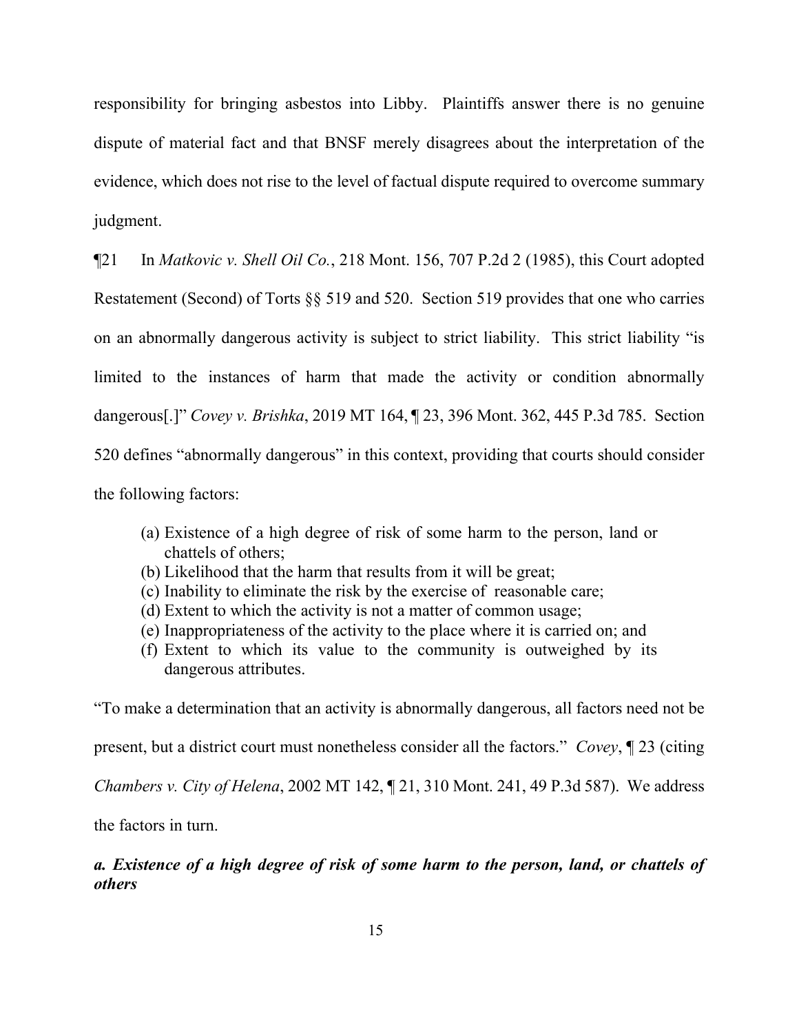responsibility for bringing asbestos into Libby. Plaintiffs answer there is no genuine dispute of material fact and that BNSF merely disagrees about the interpretation of the evidence, which does not rise to the level of factual dispute required to overcome summary judgment.

¶21 In *Matkovic v. Shell Oil Co.*, 218 Mont. 156, 707 P.2d 2 (1985), this Court adopted Restatement (Second) of Torts §§ 519 and 520. Section 519 provides that one who carries on an abnormally dangerous activity is subject to strict liability. This strict liability "is limited to the instances of harm that made the activity or condition abnormally dangerous[.]" *Covey v. Brishka*, 2019 MT 164, ¶ 23, 396 Mont. 362, 445 P.3d 785. Section 520 defines "abnormally dangerous" in this context, providing that courts should consider the following factors:

> (a) Existence of a high degree of risk of some harm to the person, land or chattels of others;
> (b) Likelihood that the harm that results from it will be great;
> (c) Inability to eliminate the risk by the exercise of reasonable care;
> (d) Extent to which the activity is not a matter of common usage;
> (e) Inappropriateness of the activity to the place where it is carried on; and
> (f) Extent to which its value to the community is outweighed by its dangerous attributes.

"To make a determination that an activity is abnormally dangerous, all factors need not be present, but a district court must nonetheless consider all the factors." *Covey*, ¶ 23 (citing *Chambers v. City of Helena*, 2002 MT 142, ¶ 21, 310 Mont. 241, 49 P.3d 587). We address the factors in turn.

***a. Existence of a high degree of risk of some harm to the person, land, or chattels of others***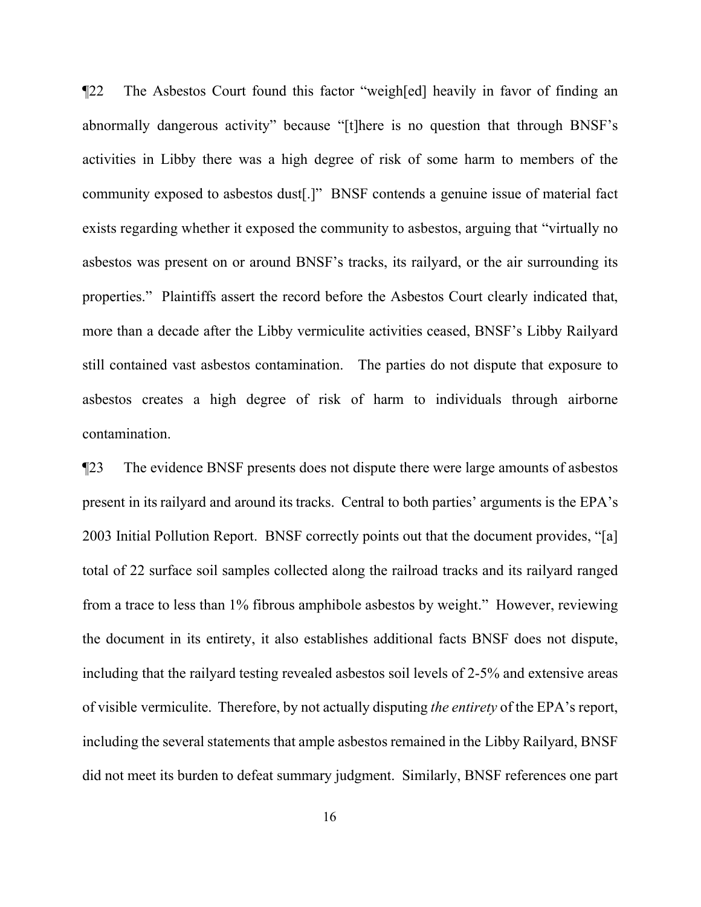¶22 The Asbestos Court found this factor "weigh[ed] heavily in favor of finding an abnormally dangerous activity" because "[t]here is no question that through BNSF's activities in Libby there was a high degree of risk of some harm to members of the community exposed to asbestos dust[.]" BNSF contends a genuine issue of material fact exists regarding whether it exposed the community to asbestos, arguing that "virtually no asbestos was present on or around BNSF's tracks, its railyard, or the air surrounding its properties." Plaintiffs assert the record before the Asbestos Court clearly indicated that, more than a decade after the Libby vermiculite activities ceased, BNSF's Libby Railyard still contained vast asbestos contamination. The parties do not dispute that exposure to asbestos creates a high degree of risk of harm to individuals through airborne contamination.

¶23 The evidence BNSF presents does not dispute there were large amounts of asbestos present in its railyard and around its tracks. Central to both parties' arguments is the EPA's 2003 Initial Pollution Report. BNSF correctly points out that the document provides, "[a] total of 22 surface soil samples collected along the railroad tracks and its railyard ranged from a trace to less than 1% fibrous amphibole asbestos by weight." However, reviewing the document in its entirety, it also establishes additional facts BNSF does not dispute, including that the railyard testing revealed asbestos soil levels of 2-5% and extensive areas of visible vermiculite. Therefore, by not actually disputing *the entirety* of the EPA's report, including the several statements that ample asbestos remained in the Libby Railyard, BNSF did not meet its burden to defeat summary judgment. Similarly, BNSF references one part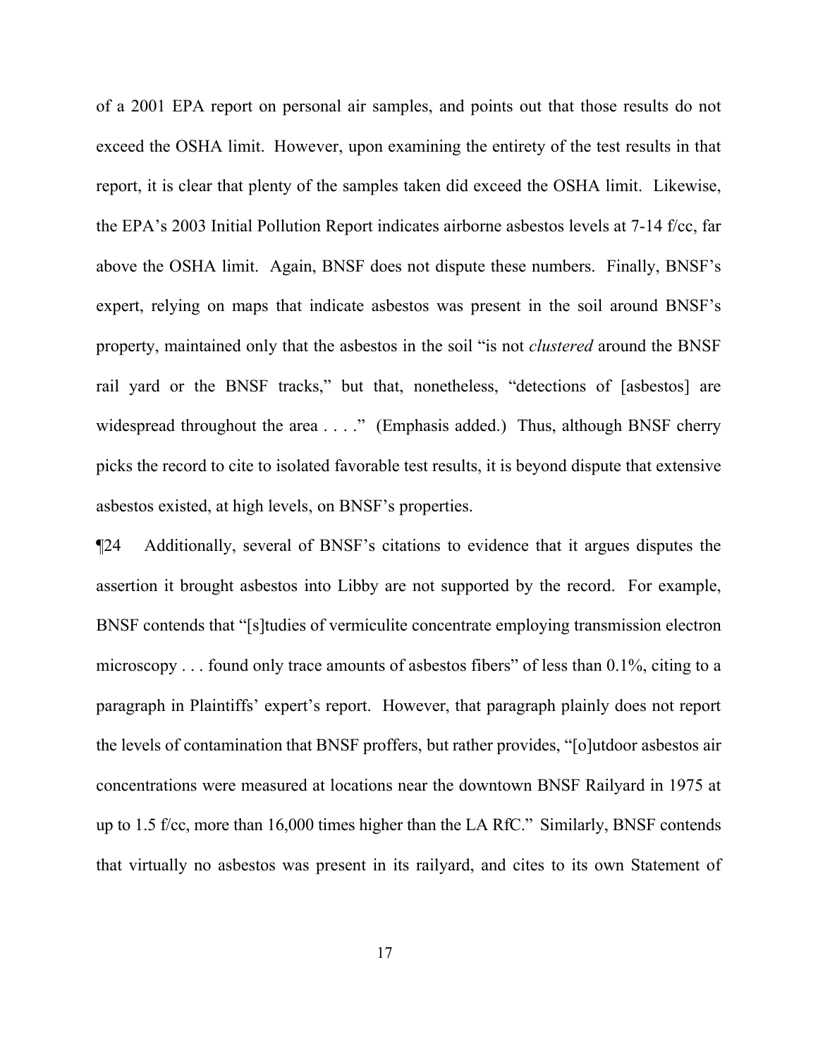of a 2001 EPA report on personal air samples, and points out that those results do not exceed the OSHA limit. However, upon examining the entirety of the test results in that report, it is clear that plenty of the samples taken did exceed the OSHA limit. Likewise, the EPA's 2003 Initial Pollution Report indicates airborne asbestos levels at 7-14 f/cc, far above the OSHA limit. Again, BNSF does not dispute these numbers. Finally, BNSF's expert, relying on maps that indicate asbestos was present in the soil around BNSF's property, maintained only that the asbestos in the soil "is not *clustered* around the BNSF rail yard or the BNSF tracks," but that, nonetheless, "detections of [asbestos] are widespread throughout the area . . . ." (Emphasis added.) Thus, although BNSF cherry picks the record to cite to isolated favorable test results, it is beyond dispute that extensive asbestos existed, at high levels, on BNSF's properties.

¶24 Additionally, several of BNSF's citations to evidence that it argues disputes the assertion it brought asbestos into Libby are not supported by the record. For example, BNSF contends that "[s]tudies of vermiculite concentrate employing transmission electron microscopy . . . found only trace amounts of asbestos fibers" of less than 0.1%, citing to a paragraph in Plaintiffs' expert's report. However, that paragraph plainly does not report the levels of contamination that BNSF proffers, but rather provides, "[o]utdoor asbestos air concentrations were measured at locations near the downtown BNSF Railyard in 1975 at up to 1.5 f/cc, more than 16,000 times higher than the LA RfC." Similarly, BNSF contends that virtually no asbestos was present in its railyard, and cites to its own Statement of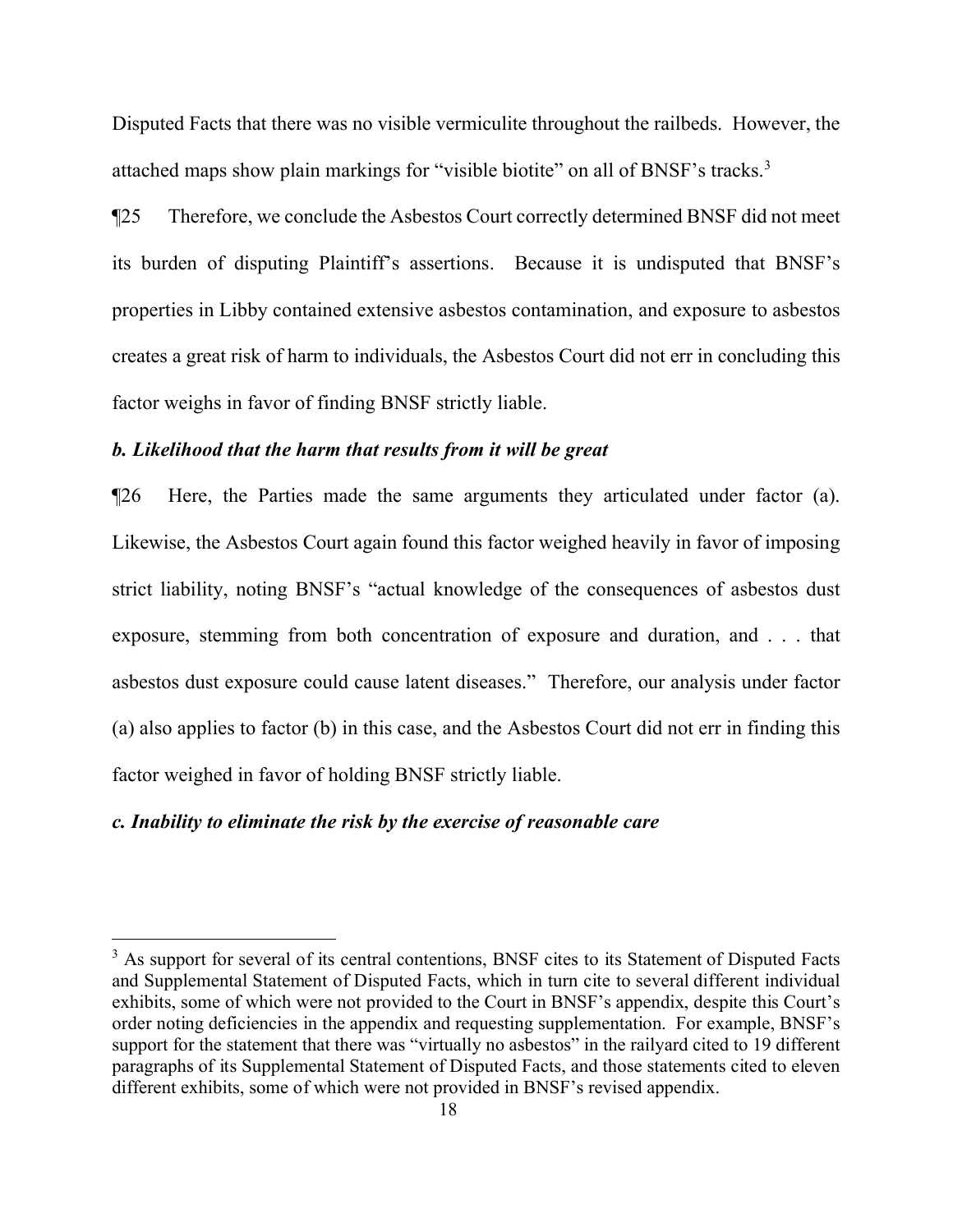Disputed Facts that there was no visible vermiculite throughout the railbeds. However, the attached maps show plain markings for "visible biotite" on all of BNSF's tracks.[3]

¶25 Therefore, we conclude the Asbestos Court correctly determined BNSF did not meet its burden of disputing Plaintiff's assertions. Because it is undisputed that BNSF's properties in Libby contained extensive asbestos contamination, and exposure to asbestos creates a great risk of harm to individuals, the Asbestos Court did not err in concluding this factor weighs in favor of finding BNSF strictly liable.

***b. Likelihood that the harm that results from it will be great***

¶26 Here, the Parties made the same arguments they articulated under factor (a). Likewise, the Asbestos Court again found this factor weighed heavily in favor of imposing strict liability, noting BNSF's "actual knowledge of the consequences of asbestos dust exposure, stemming from both concentration of exposure and duration, and . . . that asbestos dust exposure could cause latent diseases." Therefore, our analysis under factor (a) also applies to factor (b) in this case, and the Asbestos Court did not err in finding this factor weighed in favor of holding BNSF strictly liable.

***c. Inability to eliminate the risk by the exercise of reasonable care***

[3] As support for several of its central contentions, BNSF cites to its Statement of Disputed Facts and Supplemental Statement of Disputed Facts, which in turn cite to several different individual exhibits, some of which were not provided to the Court in BNSF's appendix, despite this Court's order noting deficiencies in the appendix and requesting supplementation. For example, BNSF's support for the statement that there was "virtually no asbestos" in the railyard cited to 19 different paragraphs of its Supplemental Statement of Disputed Facts, and those statements cited to eleven different exhibits, some of which were not provided in BNSF's revised appendix.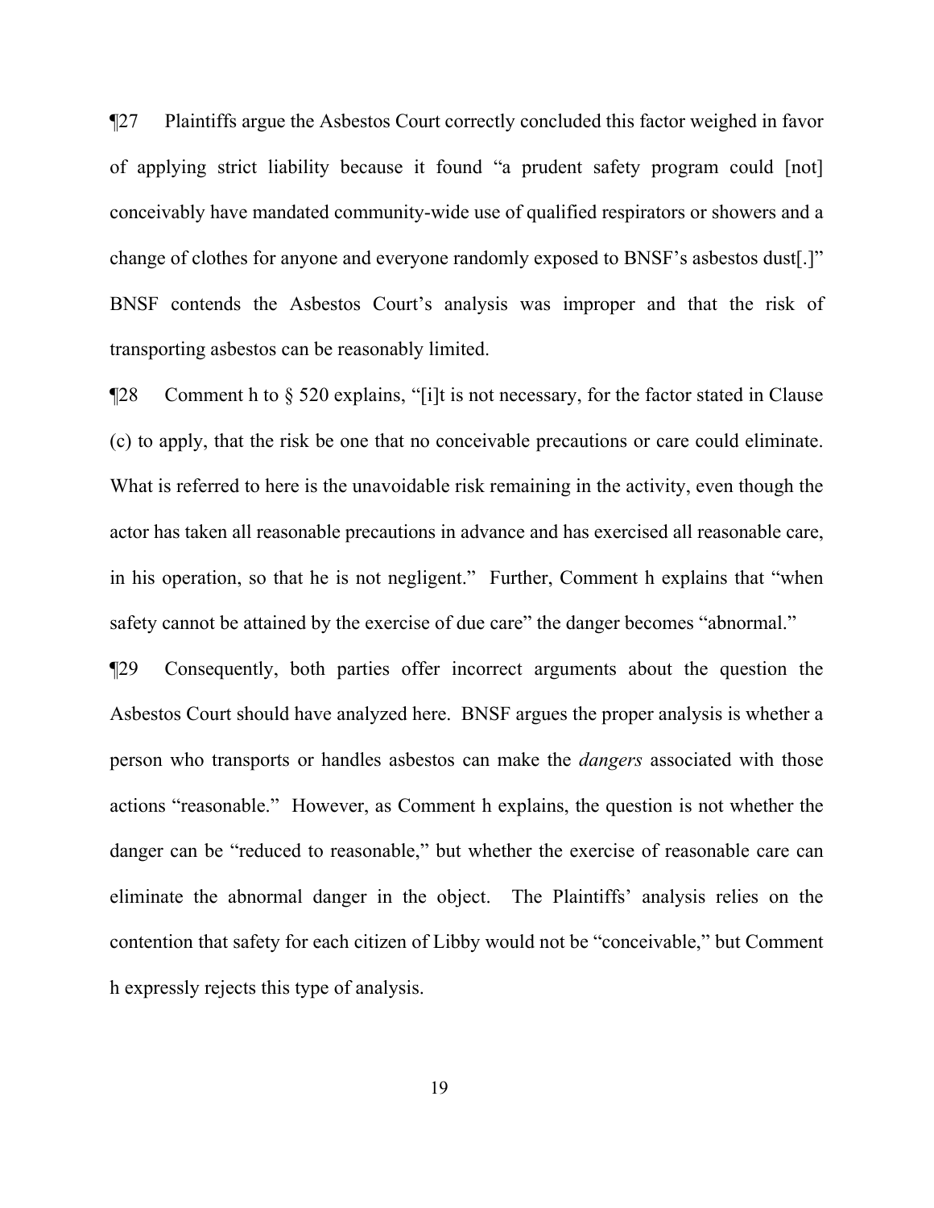¶27 Plaintiffs argue the Asbestos Court correctly concluded this factor weighed in favor of applying strict liability because it found "a prudent safety program could [not] conceivably have mandated community-wide use of qualified respirators or showers and a change of clothes for anyone and everyone randomly exposed to BNSF's asbestos dust[.]" BNSF contends the Asbestos Court's analysis was improper and that the risk of transporting asbestos can be reasonably limited.

¶28 Comment h to § 520 explains, "[i]t is not necessary, for the factor stated in Clause (c) to apply, that the risk be one that no conceivable precautions or care could eliminate. What is referred to here is the unavoidable risk remaining in the activity, even though the actor has taken all reasonable precautions in advance and has exercised all reasonable care, in his operation, so that he is not negligent." Further, Comment h explains that "when safety cannot be attained by the exercise of due care" the danger becomes "abnormal."

¶29 Consequently, both parties offer incorrect arguments about the question the Asbestos Court should have analyzed here. BNSF argues the proper analysis is whether a person who transports or handles asbestos can make the *dangers* associated with those actions "reasonable." However, as Comment h explains, the question is not whether the danger can be "reduced to reasonable," but whether the exercise of reasonable care can eliminate the abnormal danger in the object. The Plaintiffs' analysis relies on the contention that safety for each citizen of Libby would not be "conceivable," but Comment h expressly rejects this type of analysis.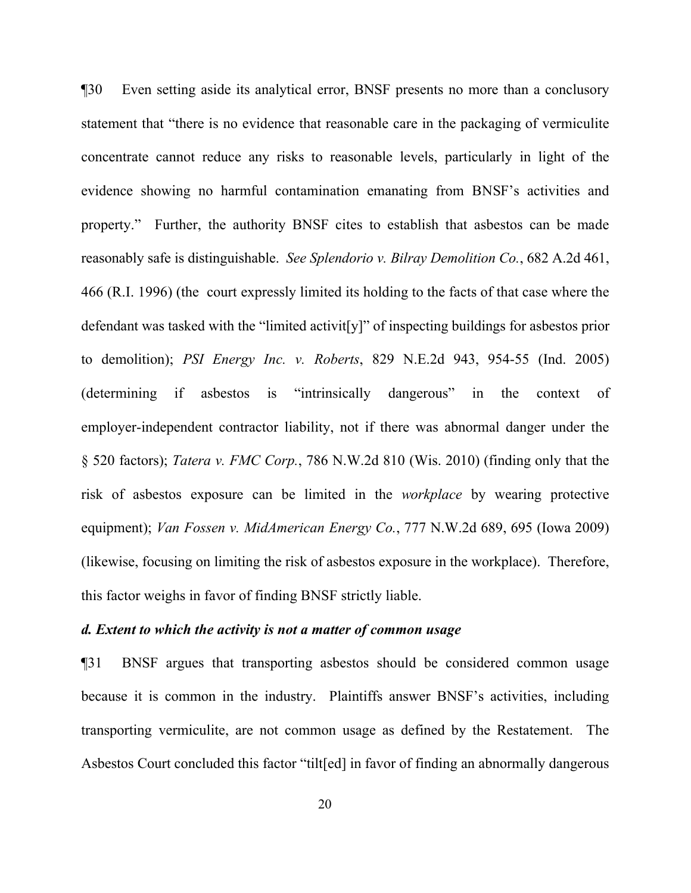¶30 Even setting aside its analytical error, BNSF presents no more than a conclusory statement that "there is no evidence that reasonable care in the packaging of vermiculite concentrate cannot reduce any risks to reasonable levels, particularly in light of the evidence showing no harmful contamination emanating from BNSF's activities and property." Further, the authority BNSF cites to establish that asbestos can be made reasonably safe is distinguishable. *See Splendorio v. Bilray Demolition Co.*, 682 A.2d 461, 466 (R.I. 1996) (the court expressly limited its holding to the facts of that case where the defendant was tasked with the "limited activit[y]" of inspecting buildings for asbestos prior to demolition); *PSI Energy Inc. v. Roberts*, 829 N.E.2d 943, 954-55 (Ind. 2005) (determining if asbestos is "intrinsically dangerous" in the context of employer-independent contractor liability, not if there was abnormal danger under the § 520 factors); *Tatera v. FMC Corp.*, 786 N.W.2d 810 (Wis. 2010) (finding only that the risk of asbestos exposure can be limited in the *workplace* by wearing protective equipment); *Van Fossen v. MidAmerican Energy Co.*, 777 N.W.2d 689, 695 (Iowa 2009) (likewise, focusing on limiting the risk of asbestos exposure in the workplace). Therefore, this factor weighs in favor of finding BNSF strictly liable.

***d. Extent to which the activity is not a matter of common usage***

¶31 BNSF argues that transporting asbestos should be considered common usage because it is common in the industry. Plaintiffs answer BNSF's activities, including transporting vermiculite, are not common usage as defined by the Restatement. The Asbestos Court concluded this factor "tilt[ed] in favor of finding an abnormally dangerous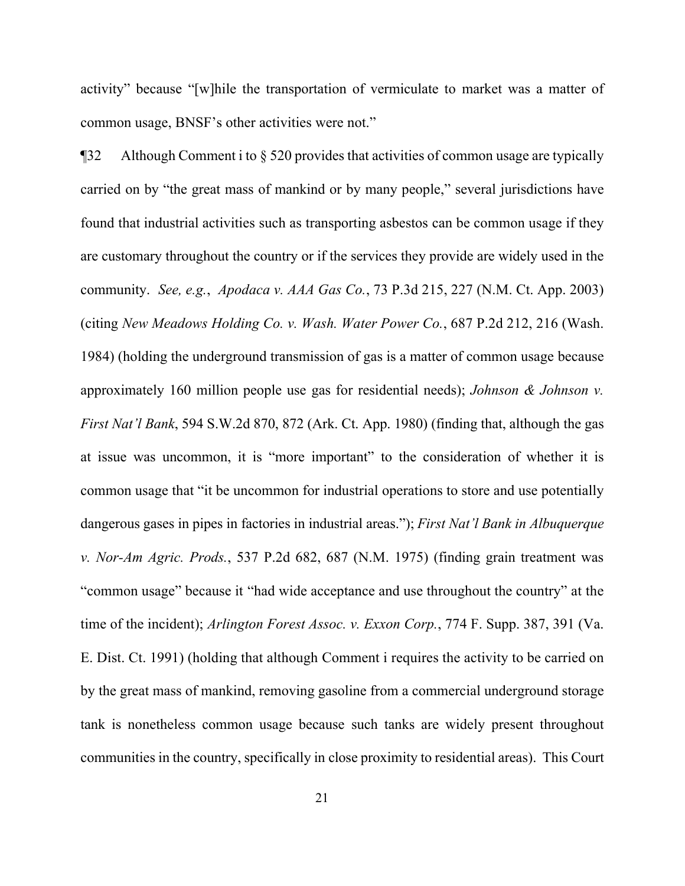activity" because "[w]hile the transportation of vermiculate to market was a matter of common usage, BNSF's other activities were not."

¶32 Although Comment i to § 520 provides that activities of common usage are typically carried on by "the great mass of mankind or by many people," several jurisdictions have found that industrial activities such as transporting asbestos can be common usage if they are customary throughout the country or if the services they provide are widely used in the community. *See, e.g.*, *Apodaca v. AAA Gas Co.*, 73 P.3d 215, 227 (N.M. Ct. App. 2003) (citing *New Meadows Holding Co. v. Wash. Water Power Co.*, 687 P.2d 212, 216 (Wash. 1984) (holding the underground transmission of gas is a matter of common usage because approximately 160 million people use gas for residential needs); *Johnson & Johnson v. First Nat'l Bank*, 594 S.W.2d 870, 872 (Ark. Ct. App. 1980) (finding that, although the gas at issue was uncommon, it is "more important" to the consideration of whether it is common usage that "it be uncommon for industrial operations to store and use potentially dangerous gases in pipes in factories in industrial areas."); *First Nat'l Bank in Albuquerque v. Nor-Am Agric. Prods.*, 537 P.2d 682, 687 (N.M. 1975) (finding grain treatment was "common usage" because it "had wide acceptance and use throughout the country" at the time of the incident); *Arlington Forest Assoc. v. Exxon Corp.*, 774 F. Supp. 387, 391 (Va. E. Dist. Ct. 1991) (holding that although Comment i requires the activity to be carried on by the great mass of mankind, removing gasoline from a commercial underground storage tank is nonetheless common usage because such tanks are widely present throughout communities in the country, specifically in close proximity to residential areas). This Court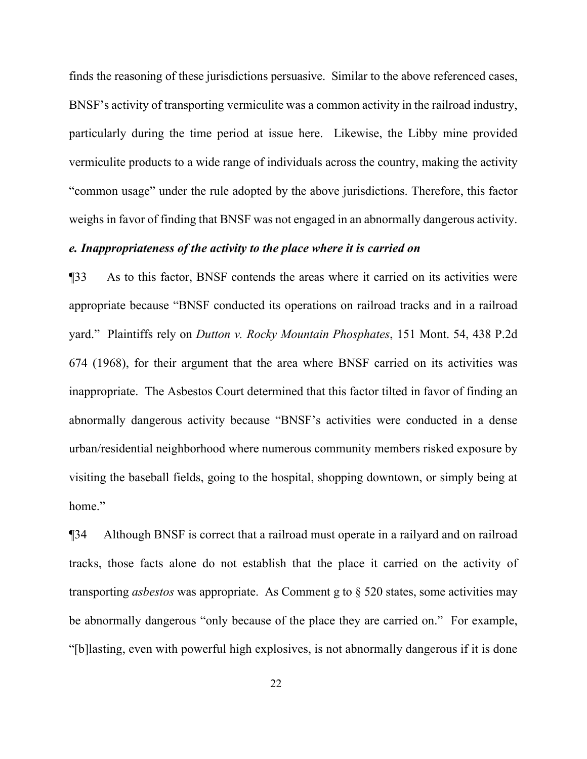finds the reasoning of these jurisdictions persuasive. Similar to the above referenced cases, BNSF's activity of transporting vermiculite was a common activity in the railroad industry, particularly during the time period at issue here. Likewise, the Libby mine provided vermiculite products to a wide range of individuals across the country, making the activity "common usage" under the rule adopted by the above jurisdictions. Therefore, this factor weighs in favor of finding that BNSF was not engaged in an abnormally dangerous activity.

***e. Inappropriateness of the activity to the place where it is carried on***

¶33 As to this factor, BNSF contends the areas where it carried on its activities were appropriate because "BNSF conducted its operations on railroad tracks and in a railroad yard." Plaintiffs rely on *Dutton v. Rocky Mountain Phosphates*, 151 Mont. 54, 438 P.2d 674 (1968), for their argument that the area where BNSF carried on its activities was inappropriate. The Asbestos Court determined that this factor tilted in favor of finding an abnormally dangerous activity because "BNSF's activities were conducted in a dense urban/residential neighborhood where numerous community members risked exposure by visiting the baseball fields, going to the hospital, shopping downtown, or simply being at home."

¶34 Although BNSF is correct that a railroad must operate in a railyard and on railroad tracks, those facts alone do not establish that the place it carried on the activity of transporting *asbestos* was appropriate. As Comment g to § 520 states, some activities may be abnormally dangerous "only because of the place they are carried on." For example, "[b]lasting, even with powerful high explosives, is not abnormally dangerous if it is done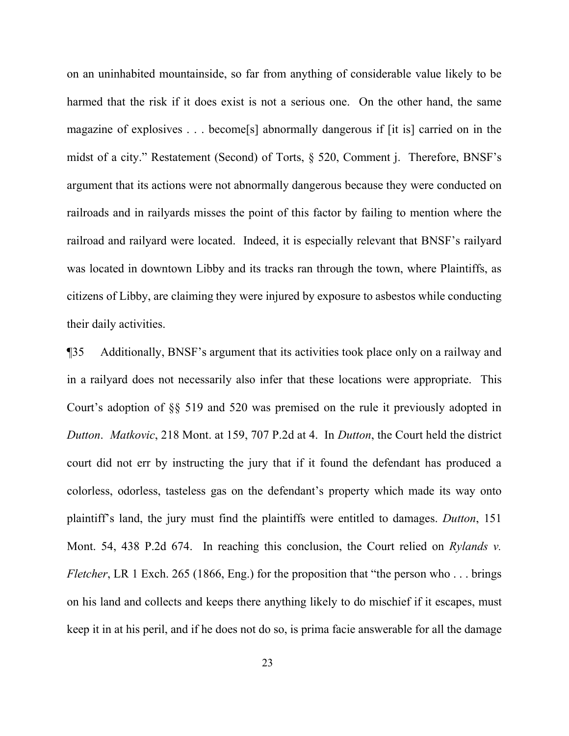on an uninhabited mountainside, so far from anything of considerable value likely to be harmed that the risk if it does exist is not a serious one. On the other hand, the same magazine of explosives . . . become[s] abnormally dangerous if [it is] carried on in the midst of a city." Restatement (Second) of Torts, § 520, Comment j. Therefore, BNSF's argument that its actions were not abnormally dangerous because they were conducted on railroads and in railyards misses the point of this factor by failing to mention where the railroad and railyard were located. Indeed, it is especially relevant that BNSF's railyard was located in downtown Libby and its tracks ran through the town, where Plaintiffs, as citizens of Libby, are claiming they were injured by exposure to asbestos while conducting their daily activities.

¶35 Additionally, BNSF's argument that its activities took place only on a railway and in a railyard does not necessarily also infer that these locations were appropriate. This Court's adoption of §§ 519 and 520 was premised on the rule it previously adopted in *Dutton*. *Matkovic*, 218 Mont. at 159, 707 P.2d at 4. In *Dutton*, the Court held the district court did not err by instructing the jury that if it found the defendant has produced a colorless, odorless, tasteless gas on the defendant's property which made its way onto plaintiff's land, the jury must find the plaintiffs were entitled to damages. *Dutton*, 151 Mont. 54, 438 P.2d 674. In reaching this conclusion, the Court relied on *Rylands v. Fletcher*, LR 1 Exch. 265 (1866, Eng.) for the proposition that "the person who . . . brings on his land and collects and keeps there anything likely to do mischief if it escapes, must keep it in at his peril, and if he does not do so, is prima facie answerable for all the damage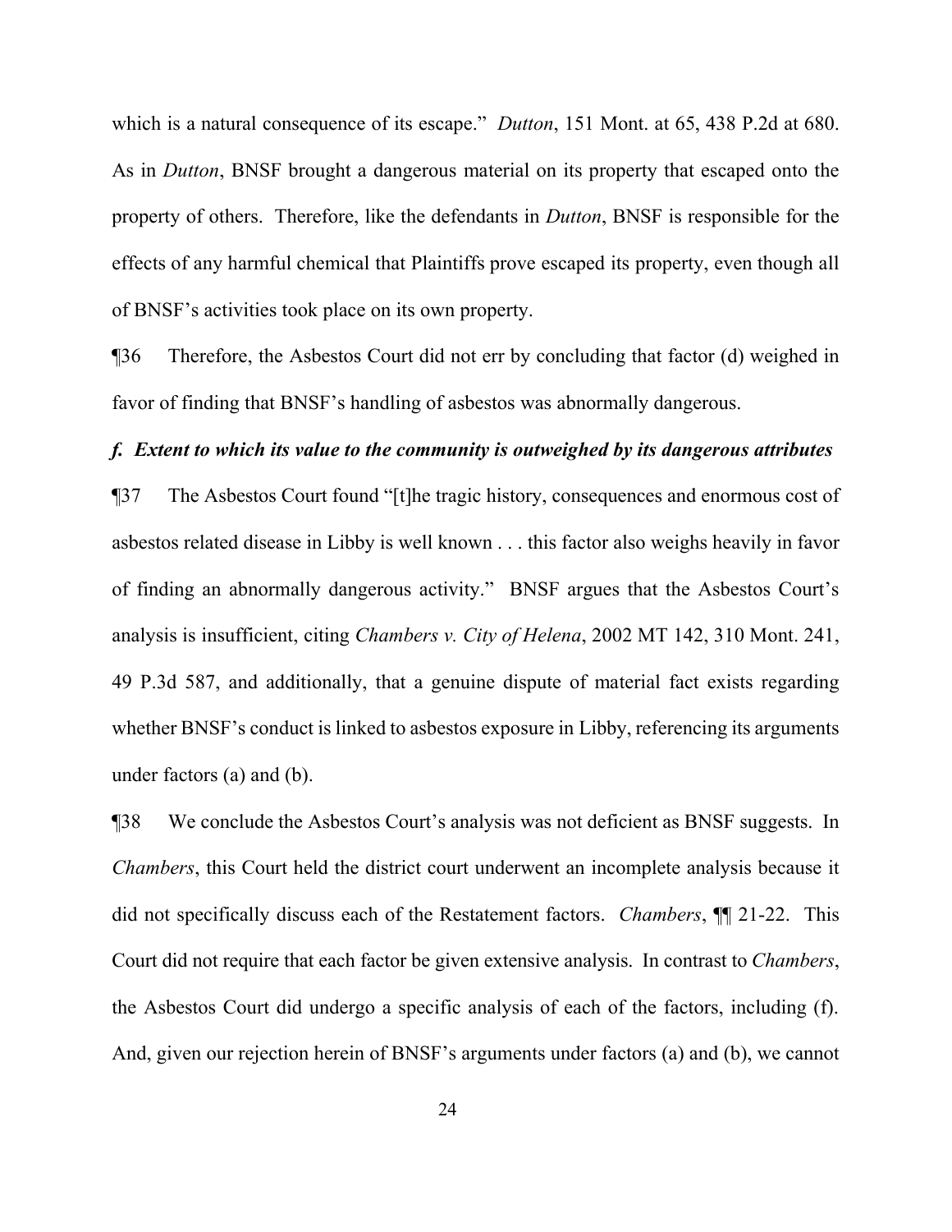which is a natural consequence of its escape." *Dutton*, 151 Mont. at 65, 438 P.2d at 680. As in *Dutton*, BNSF brought a dangerous material on its property that escaped onto the property of others. Therefore, like the defendants in *Dutton*, BNSF is responsible for the effects of any harmful chemical that Plaintiffs prove escaped its property, even though all of BNSF's activities took place on its own property.

¶36 Therefore, the Asbestos Court did not err by concluding that factor (d) weighed in favor of finding that BNSF's handling of asbestos was abnormally dangerous.

***f. Extent to which its value to the community is outweighed by its dangerous attributes***

¶37 The Asbestos Court found "[t]he tragic history, consequences and enormous cost of asbestos related disease in Libby is well known . . . this factor also weighs heavily in favor of finding an abnormally dangerous activity." BNSF argues that the Asbestos Court's analysis is insufficient, citing *Chambers v. City of Helena*, 2002 MT 142, 310 Mont. 241, 49 P.3d 587, and additionally, that a genuine dispute of material fact exists regarding whether BNSF's conduct is linked to asbestos exposure in Libby, referencing its arguments under factors (a) and (b).

¶38 We conclude the Asbestos Court's analysis was not deficient as BNSF suggests. In *Chambers*, this Court held the district court underwent an incomplete analysis because it did not specifically discuss each of the Restatement factors. *Chambers*, ¶¶ 21-22. This Court did not require that each factor be given extensive analysis. In contrast to *Chambers*, the Asbestos Court did undergo a specific analysis of each of the factors, including (f). And, given our rejection herein of BNSF's arguments under factors (a) and (b), we cannot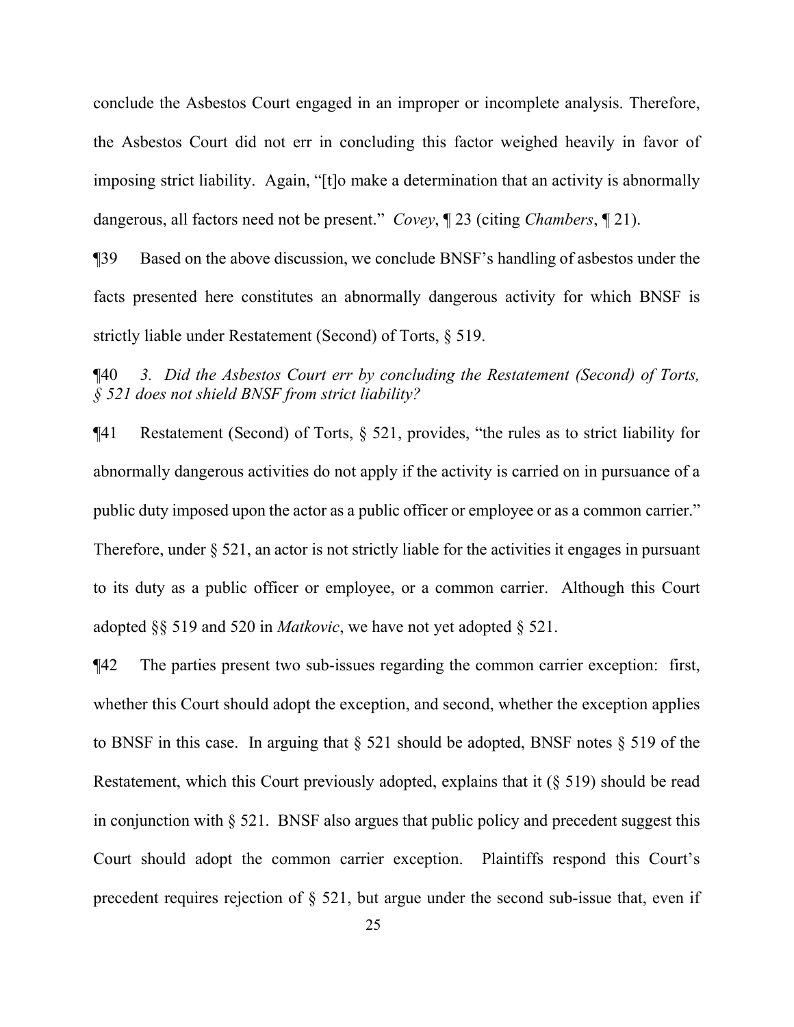conclude the Asbestos Court engaged in an improper or incomplete analysis. Therefore, the Asbestos Court did not err in concluding this factor weighed heavily in favor of imposing strict liability. Again, "[t]o make a determination that an activity is abnormally dangerous, all factors need not be present." *Covey*, ¶ 23 (citing *Chambers*, ¶ 21).

¶39 Based on the above discussion, we conclude BNSF's handling of asbestos under the facts presented here constitutes an abnormally dangerous activity for which BNSF is strictly liable under Restatement (Second) of Torts, § 519.

¶40 *3. Did the Asbestos Court err by concluding the Restatement (Second) of Torts, § 521 does not shield BNSF from strict liability?*

¶41 Restatement (Second) of Torts, § 521, provides, "the rules as to strict liability for abnormally dangerous activities do not apply if the activity is carried on in pursuance of a public duty imposed upon the actor as a public officer or employee or as a common carrier." Therefore, under § 521, an actor is not strictly liable for the activities it engages in pursuant to its duty as a public officer or employee, or a common carrier. Although this Court adopted §§ 519 and 520 in *Matkovic*, we have not yet adopted § 521.

¶42 The parties present two sub-issues regarding the common carrier exception: first, whether this Court should adopt the exception, and second, whether the exception applies to BNSF in this case. In arguing that § 521 should be adopted, BNSF notes § 519 of the Restatement, which this Court previously adopted, explains that it (§ 519) should be read in conjunction with § 521. BNSF also argues that public policy and precedent suggest this Court should adopt the common carrier exception. Plaintiffs respond this Court's precedent requires rejection of § 521, but argue under the second sub-issue that, even if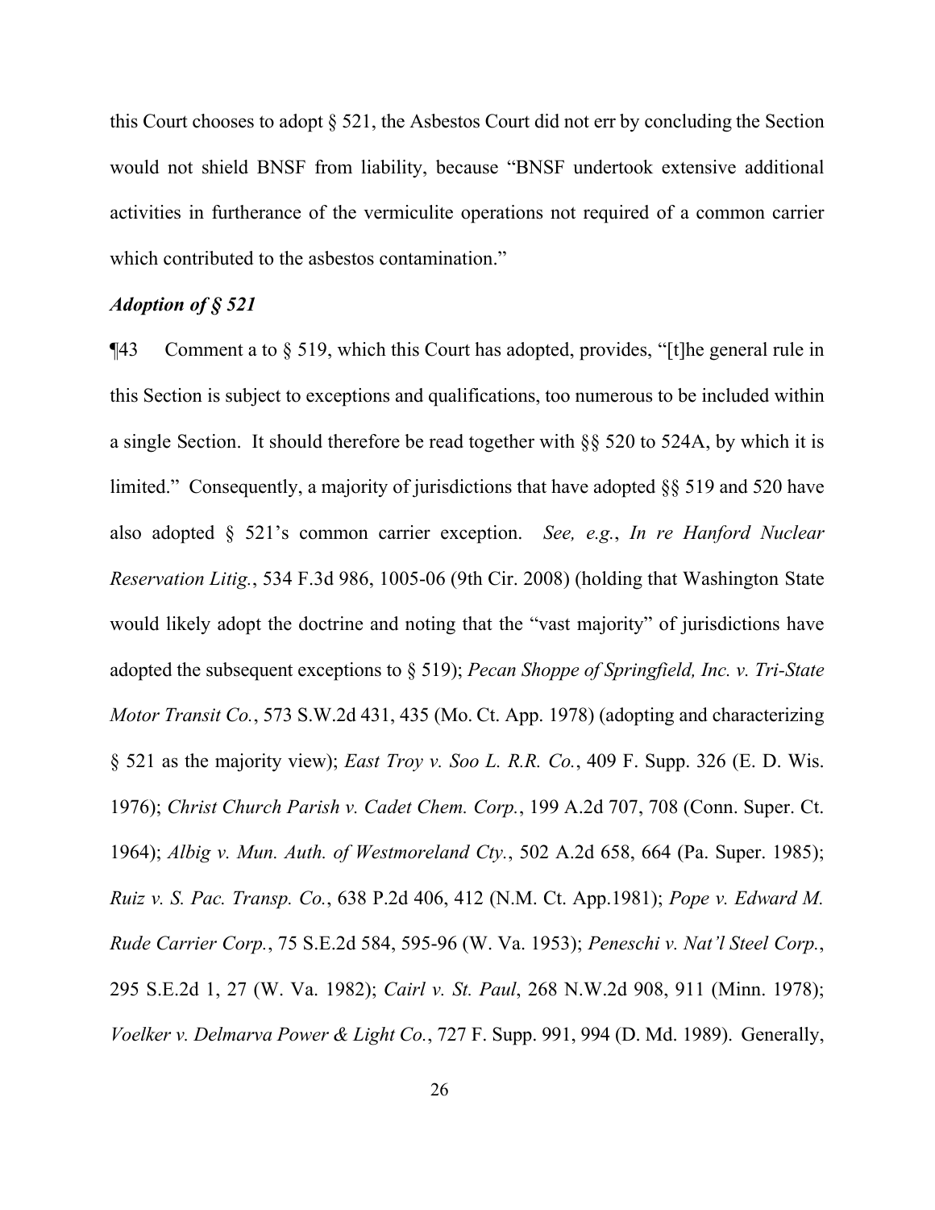this Court chooses to adopt § 521, the Asbestos Court did not err by concluding the Section would not shield BNSF from liability, because "BNSF undertook extensive additional activities in furtherance of the vermiculite operations not required of a common carrier which contributed to the asbestos contamination."

***Adoption of § 521***

¶43 Comment a to § 519, which this Court has adopted, provides, "[t]he general rule in this Section is subject to exceptions and qualifications, too numerous to be included within a single Section. It should therefore be read together with §§ 520 to 524A, by which it is limited." Consequently, a majority of jurisdictions that have adopted §§ 519 and 520 have also adopted § 521's common carrier exception. *See, e.g.*, *In re Hanford Nuclear Reservation Litig.*, 534 F.3d 986, 1005-06 (9th Cir. 2008) (holding that Washington State would likely adopt the doctrine and noting that the "vast majority" of jurisdictions have adopted the subsequent exceptions to § 519); *Pecan Shoppe of Springfield, Inc. v. Tri-State Motor Transit Co.*, 573 S.W.2d 431, 435 (Mo. Ct. App. 1978) (adopting and characterizing § 521 as the majority view); *East Troy v. Soo L. R.R. Co.*, 409 F. Supp. 326 (E. D. Wis. 1976); *Christ Church Parish v. Cadet Chem. Corp.*, 199 A.2d 707, 708 (Conn. Super. Ct. 1964); *Albig v. Mun. Auth. of Westmoreland Cty.*, 502 A.2d 658, 664 (Pa. Super. 1985); *Ruiz v. S. Pac. Transp. Co.*, 638 P.2d 406, 412 (N.M. Ct. App.1981); *Pope v. Edward M. Rude Carrier Corp.*, 75 S.E.2d 584, 595-96 (W. Va. 1953); *Peneschi v. Nat'l Steel Corp.*, 295 S.E.2d 1, 27 (W. Va. 1982); *Cairl v. St. Paul*, 268 N.W.2d 908, 911 (Minn. 1978); *Voelker v. Delmarva Power & Light Co.*, 727 F. Supp. 991, 994 (D. Md. 1989). Generally,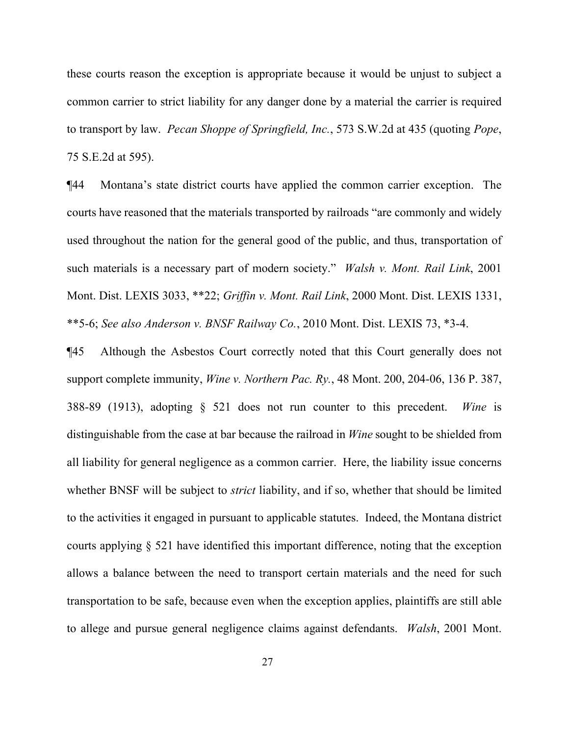these courts reason the exception is appropriate because it would be unjust to subject a common carrier to strict liability for any danger done by a material the carrier is required to transport by law. *Pecan Shoppe of Springfield, Inc.*, 573 S.W.2d at 435 (quoting *Pope*, 75 S.E.2d at 595).

¶44 Montana's state district courts have applied the common carrier exception. The courts have reasoned that the materials transported by railroads "are commonly and widely used throughout the nation for the general good of the public, and thus, transportation of such materials is a necessary part of modern society." *Walsh v. Mont. Rail Link*, 2001 Mont. Dist. LEXIS 3033, **22; *Griffin v. Mont. Rail Link*, 2000 Mont. Dist. LEXIS 1331, **5-6; *See also Anderson v. BNSF Railway Co.*, 2010 Mont. Dist. LEXIS 73, *3-4.

¶45 Although the Asbestos Court correctly noted that this Court generally does not support complete immunity, *Wine v. Northern Pac. Ry.*, 48 Mont. 200, 204-06, 136 P. 387, 388-89 (1913), adopting § 521 does not run counter to this precedent. *Wine* is distinguishable from the case at bar because the railroad in *Wine* sought to be shielded from all liability for general negligence as a common carrier. Here, the liability issue concerns whether BNSF will be subject to *strict* liability, and if so, whether that should be limited to the activities it engaged in pursuant to applicable statutes. Indeed, the Montana district courts applying § 521 have identified this important difference, noting that the exception allows a balance between the need to transport certain materials and the need for such transportation to be safe, because even when the exception applies, plaintiffs are still able to allege and pursue general negligence claims against defendants. *Walsh*, 2001 Mont.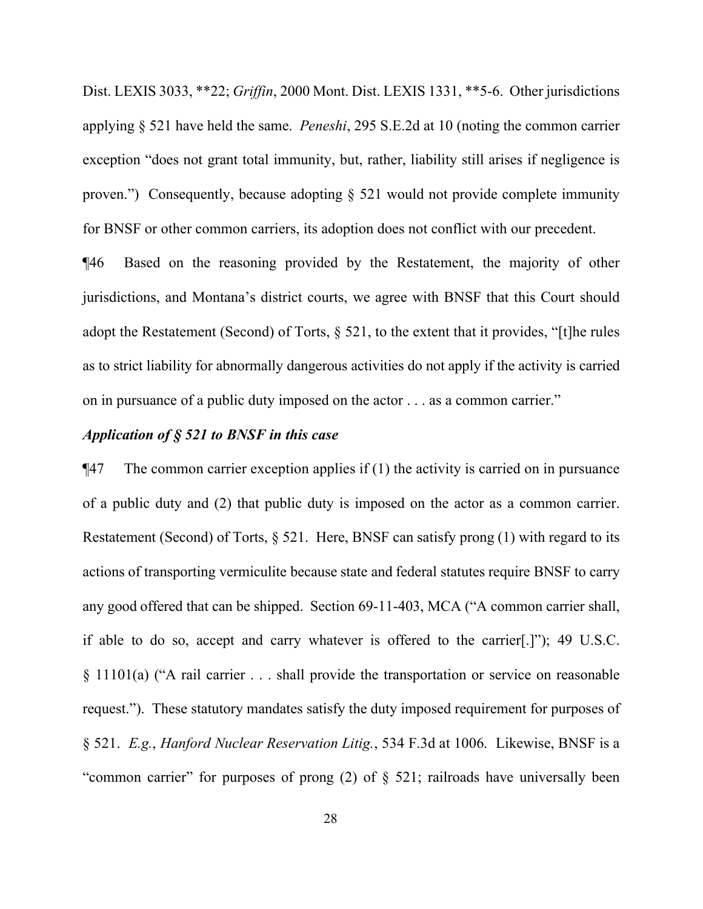Dist. LEXIS 3033, **22; *Griffin*, 2000 Mont. Dist. LEXIS 1331, **5-6. Other jurisdictions applying § 521 have held the same. *Peneshi*, 295 S.E.2d at 10 (noting the common carrier exception "does not grant total immunity, but, rather, liability still arises if negligence is proven.") Consequently, because adopting § 521 would not provide complete immunity for BNSF or other common carriers, its adoption does not conflict with our precedent.

¶46 Based on the reasoning provided by the Restatement, the majority of other jurisdictions, and Montana's district courts, we agree with BNSF that this Court should adopt the Restatement (Second) of Torts, § 521, to the extent that it provides, "[t]he rules as to strict liability for abnormally dangerous activities do not apply if the activity is carried on in pursuance of a public duty imposed on the actor . . . as a common carrier."

***Application of § 521 to BNSF in this case***

¶47 The common carrier exception applies if (1) the activity is carried on in pursuance of a public duty and (2) that public duty is imposed on the actor as a common carrier. Restatement (Second) of Torts, § 521. Here, BNSF can satisfy prong (1) with regard to its actions of transporting vermiculite because state and federal statutes require BNSF to carry any good offered that can be shipped. Section 69-11-403, MCA ("A common carrier shall, if able to do so, accept and carry whatever is offered to the carrier[.]"); 49 U.S.C. § 11101(a) ("A rail carrier . . . shall provide the transportation or service on reasonable request."). These statutory mandates satisfy the duty imposed requirement for purposes of § 521. *E.g.*, *Hanford Nuclear Reservation Litig.*, 534 F.3d at 1006. Likewise, BNSF is a "common carrier" for purposes of prong (2) of § 521; railroads have universally been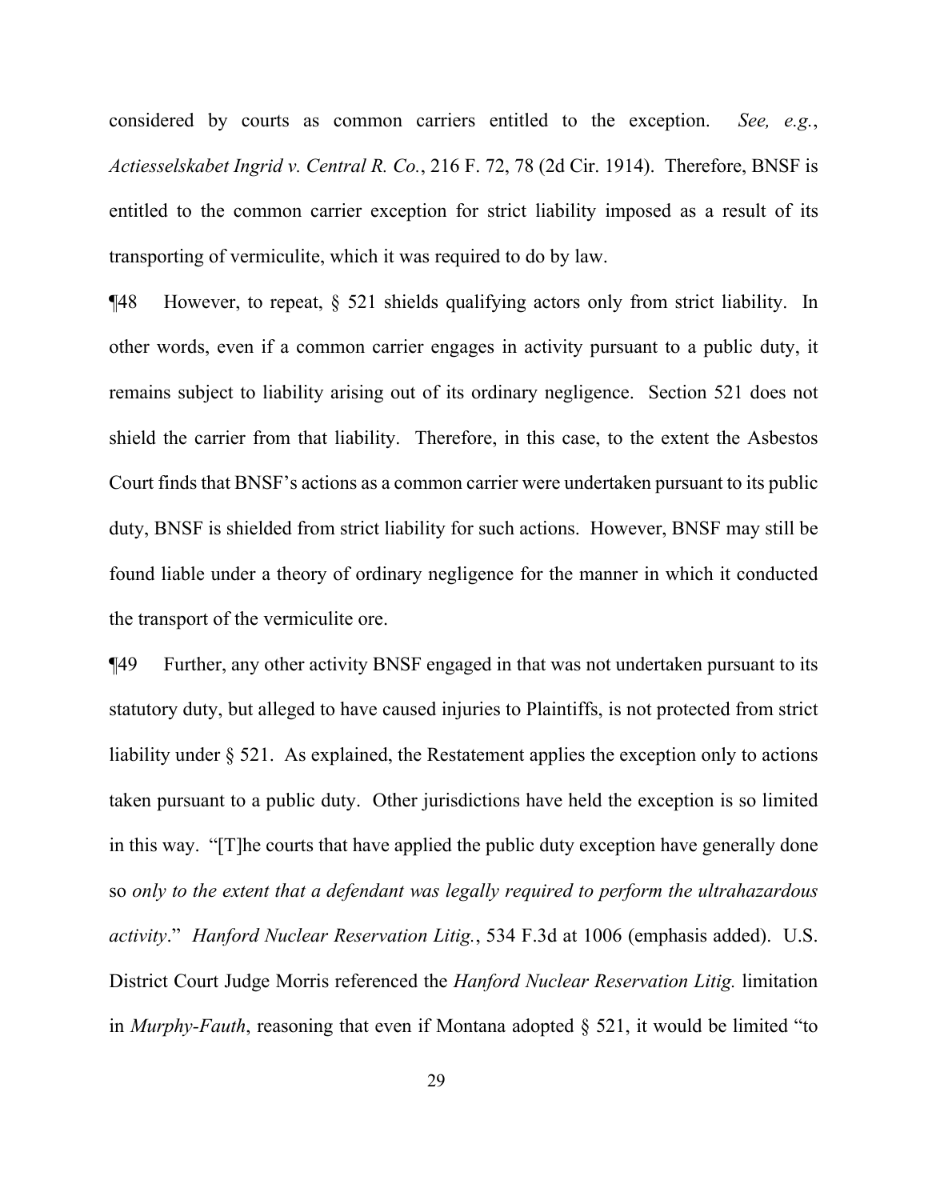considered by courts as common carriers entitled to the exception. *See, e.g.*, *Actiesselskabet Ingrid v. Central R. Co.*, 216 F. 72, 78 (2d Cir. 1914). Therefore, BNSF is entitled to the common carrier exception for strict liability imposed as a result of its transporting of vermiculite, which it was required to do by law.

¶48 However, to repeat, § 521 shields qualifying actors only from strict liability. In other words, even if a common carrier engages in activity pursuant to a public duty, it remains subject to liability arising out of its ordinary negligence. Section 521 does not shield the carrier from that liability. Therefore, in this case, to the extent the Asbestos Court finds that BNSF's actions as a common carrier were undertaken pursuant to its public duty, BNSF is shielded from strict liability for such actions. However, BNSF may still be found liable under a theory of ordinary negligence for the manner in which it conducted the transport of the vermiculite ore.

¶49 Further, any other activity BNSF engaged in that was not undertaken pursuant to its statutory duty, but alleged to have caused injuries to Plaintiffs, is not protected from strict liability under § 521. As explained, the Restatement applies the exception only to actions taken pursuant to a public duty. Other jurisdictions have held the exception is so limited in this way. "[T]he courts that have applied the public duty exception have generally done so *only to the extent that a defendant was legally required to perform the ultrahazardous activity*." *Hanford Nuclear Reservation Litig.*, 534 F.3d at 1006 (emphasis added). U.S. District Court Judge Morris referenced the *Hanford Nuclear Reservation Litig.* limitation in *Murphy-Fauth*, reasoning that even if Montana adopted § 521, it would be limited "to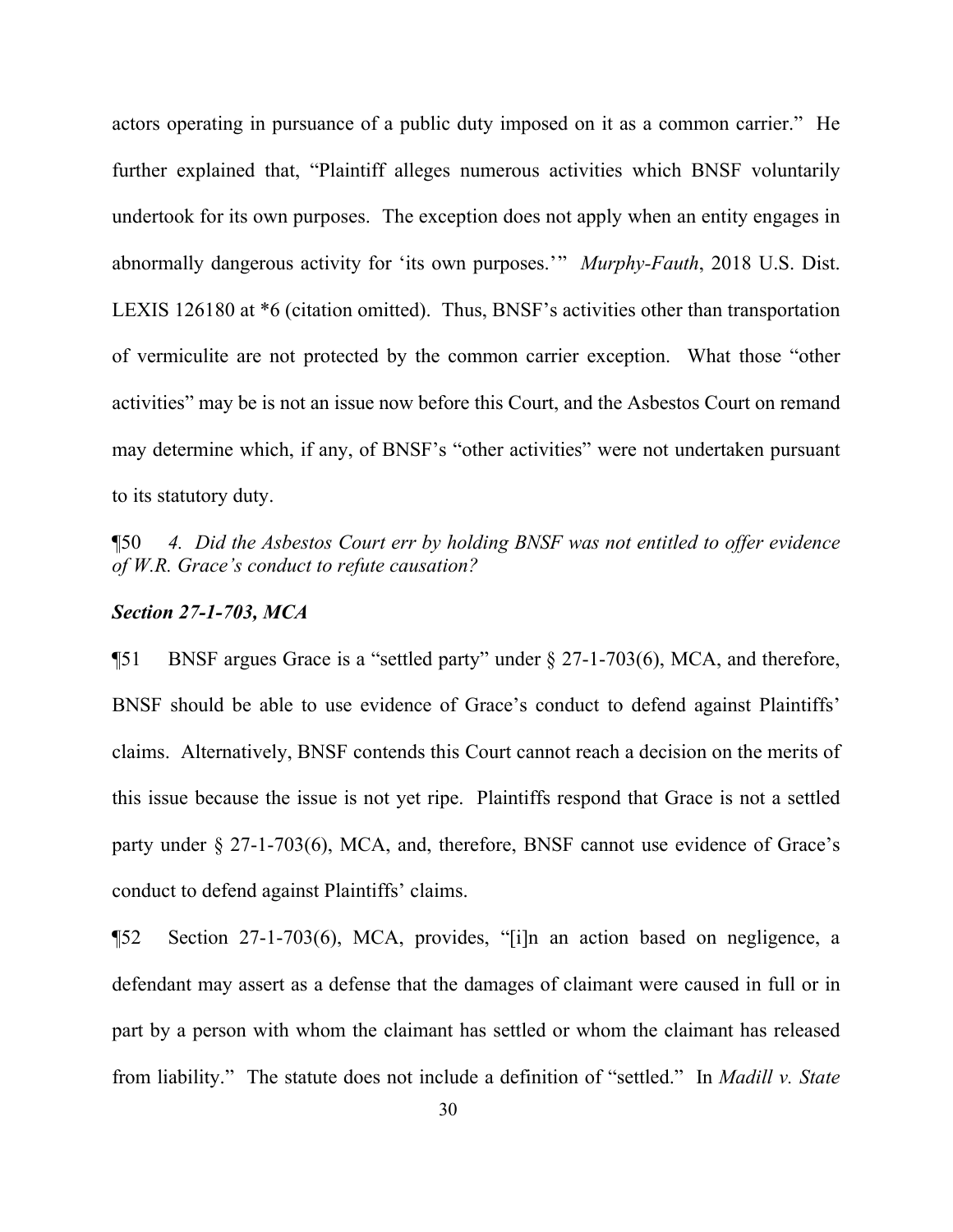actors operating in pursuance of a public duty imposed on it as a common carrier." He further explained that, "Plaintiff alleges numerous activities which BNSF voluntarily undertook for its own purposes. The exception does not apply when an entity engages in abnormally dangerous activity for 'its own purposes.'" *Murphy-Fauth*, 2018 U.S. Dist. LEXIS 126180 at *6 (citation omitted). Thus, BNSF's activities other than transportation of vermiculite are not protected by the common carrier exception. What those "other activities" may be is not an issue now before this Court, and the Asbestos Court on remand may determine which, if any, of BNSF's "other activities" were not undertaken pursuant to its statutory duty.

¶50 *4. Did the Asbestos Court err by holding BNSF was not entitled to offer evidence of W.R. Grace's conduct to refute causation?*

***Section 27-1-703, MCA***

¶51 BNSF argues Grace is a "settled party" under § 27-1-703(6), MCA, and therefore, BNSF should be able to use evidence of Grace's conduct to defend against Plaintiffs' claims. Alternatively, BNSF contends this Court cannot reach a decision on the merits of this issue because the issue is not yet ripe. Plaintiffs respond that Grace is not a settled party under § 27-1-703(6), MCA, and, therefore, BNSF cannot use evidence of Grace's conduct to defend against Plaintiffs' claims.

¶52 Section 27-1-703(6), MCA, provides, "[i]n an action based on negligence, a defendant may assert as a defense that the damages of claimant were caused in full or in part by a person with whom the claimant has settled or whom the claimant has released from liability." The statute does not include a definition of "settled." In *Madill v. State*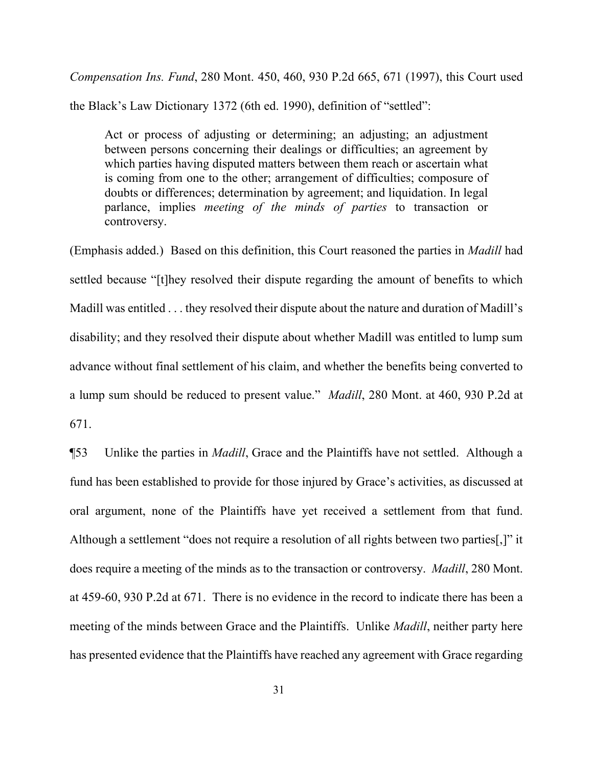*Compensation Ins. Fund*, 280 Mont. 450, 460, 930 P.2d 665, 671 (1997), this Court used the Black's Law Dictionary 1372 (6th ed. 1990), definition of "settled":

> Act or process of adjusting or determining; an adjusting; an adjustment between persons concerning their dealings or difficulties; an agreement by which parties having disputed matters between them reach or ascertain what is coming from one to the other; arrangement of difficulties; composure of doubts or differences; determination by agreement; and liquidation. In legal parlance, implies *meeting of the minds of parties* to transaction or controversy.

(Emphasis added.) Based on this definition, this Court reasoned the parties in *Madill* had settled because "[t]hey resolved their dispute regarding the amount of benefits to which Madill was entitled . . . they resolved their dispute about the nature and duration of Madill's disability; and they resolved their dispute about whether Madill was entitled to lump sum advance without final settlement of his claim, and whether the benefits being converted to a lump sum should be reduced to present value." *Madill*, 280 Mont. at 460, 930 P.2d at 671.

¶53 Unlike the parties in *Madill*, Grace and the Plaintiffs have not settled. Although a fund has been established to provide for those injured by Grace's activities, as discussed at oral argument, none of the Plaintiffs have yet received a settlement from that fund. Although a settlement "does not require a resolution of all rights between two parties[,]" it does require a meeting of the minds as to the transaction or controversy. *Madill*, 280 Mont. at 459-60, 930 P.2d at 671. There is no evidence in the record to indicate there has been a meeting of the minds between Grace and the Plaintiffs. Unlike *Madill*, neither party here has presented evidence that the Plaintiffs have reached any agreement with Grace regarding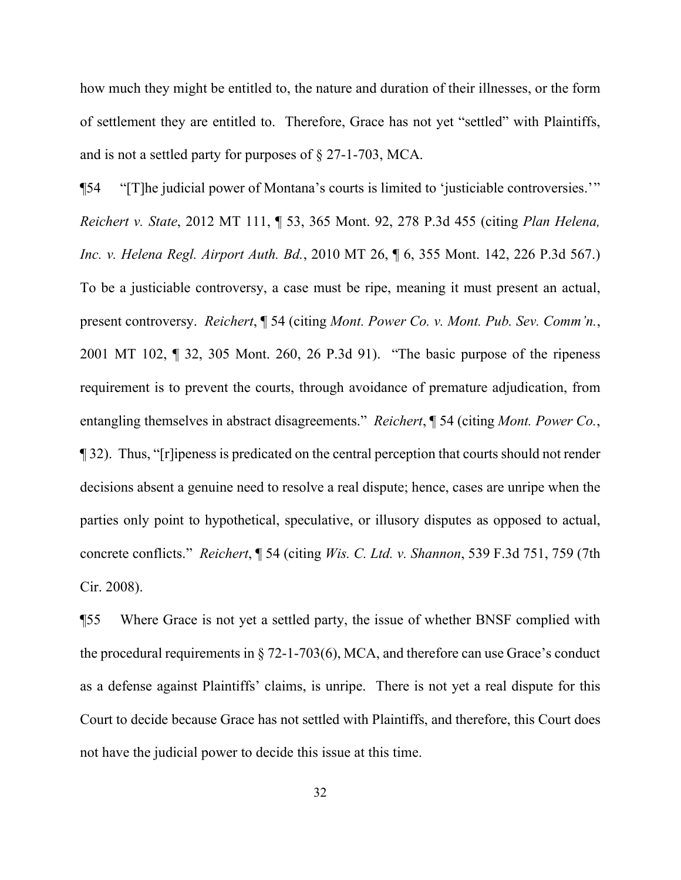how much they might be entitled to, the nature and duration of their illnesses, or the form of settlement they are entitled to. Therefore, Grace has not yet "settled" with Plaintiffs, and is not a settled party for purposes of § 27-1-703, MCA.

¶54 "[T]he judicial power of Montana's courts is limited to 'justiciable controversies.'" *Reichert v. State*, 2012 MT 111, ¶ 53, 365 Mont. 92, 278 P.3d 455 (citing *Plan Helena, Inc. v. Helena Regl. Airport Auth. Bd.*, 2010 MT 26, ¶ 6, 355 Mont. 142, 226 P.3d 567.) To be a justiciable controversy, a case must be ripe, meaning it must present an actual, present controversy. *Reichert*, ¶ 54 (citing *Mont. Power Co. v. Mont. Pub. Sev. Comm'n.*, 2001 MT 102, ¶ 32, 305 Mont. 260, 26 P.3d 91). "The basic purpose of the ripeness requirement is to prevent the courts, through avoidance of premature adjudication, from entangling themselves in abstract disagreements." *Reichert*, ¶ 54 (citing *Mont. Power Co.*, ¶ 32). Thus, "[r]ipeness is predicated on the central perception that courts should not render decisions absent a genuine need to resolve a real dispute; hence, cases are unripe when the parties only point to hypothetical, speculative, or illusory disputes as opposed to actual, concrete conflicts." *Reichert*, ¶ 54 (citing *Wis. C. Ltd. v. Shannon*, 539 F.3d 751, 759 (7th Cir. 2008).

¶55 Where Grace is not yet a settled party, the issue of whether BNSF complied with the procedural requirements in § 72-1-703(6), MCA, and therefore can use Grace's conduct as a defense against Plaintiffs' claims, is unripe. There is not yet a real dispute for this Court to decide because Grace has not settled with Plaintiffs, and therefore, this Court does not have the judicial power to decide this issue at this time.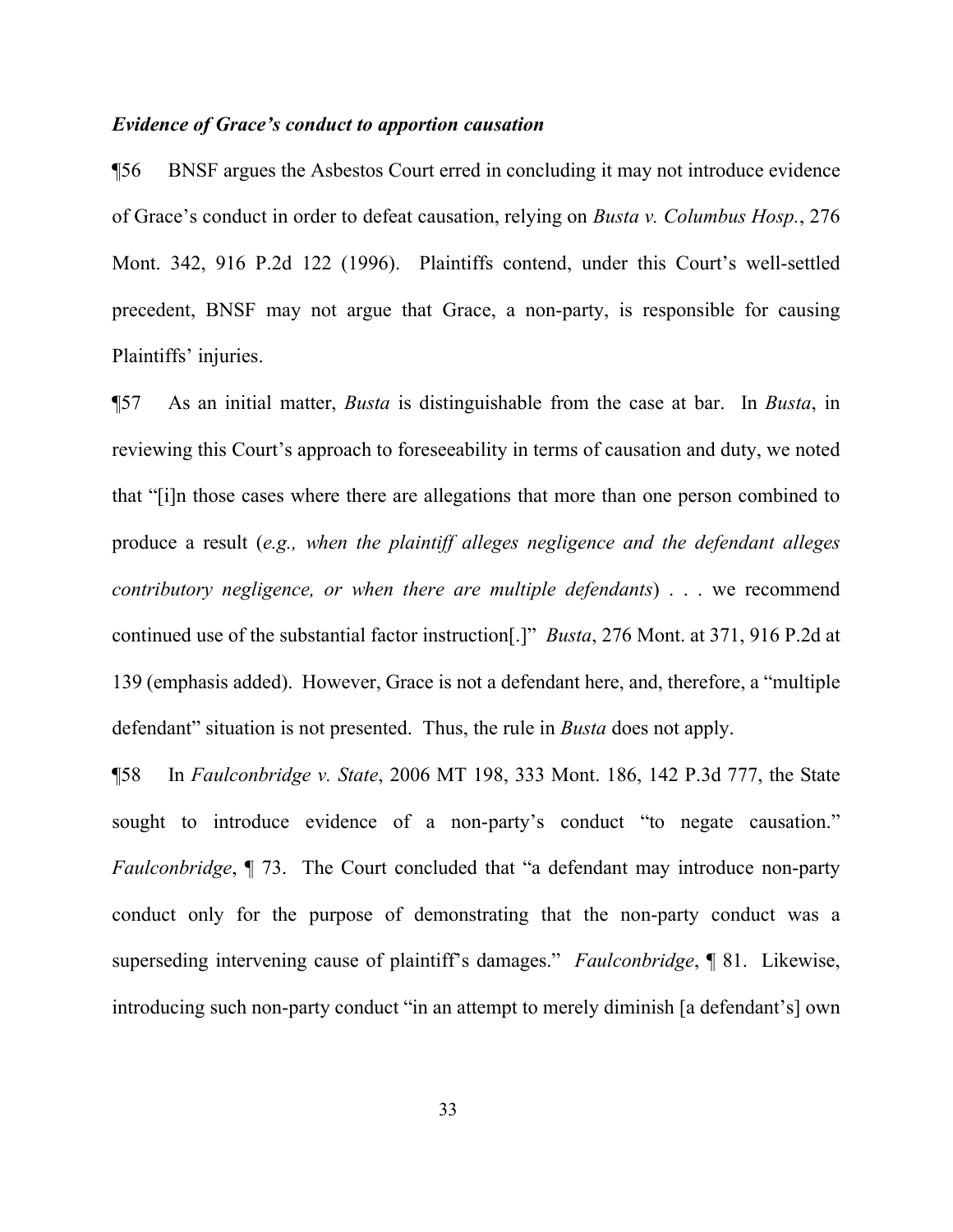***Evidence of Grace's conduct to apportion causation***

¶56 BNSF argues the Asbestos Court erred in concluding it may not introduce evidence of Grace's conduct in order to defeat causation, relying on *Busta v. Columbus Hosp.*, 276 Mont. 342, 916 P.2d 122 (1996). Plaintiffs contend, under this Court's well-settled precedent, BNSF may not argue that Grace, a non-party, is responsible for causing Plaintiffs' injuries.

¶57 As an initial matter, *Busta* is distinguishable from the case at bar. In *Busta*, in reviewing this Court's approach to foreseeability in terms of causation and duty, we noted that "[i]n those cases where there are allegations that more than one person combined to produce a result (*e.g., when the plaintiff alleges negligence and the defendant alleges contributory negligence, or when there are multiple defendants*) . . . we recommend continued use of the substantial factor instruction[.]" *Busta*, 276 Mont. at 371, 916 P.2d at 139 (emphasis added). However, Grace is not a defendant here, and, therefore, a "multiple defendant" situation is not presented. Thus, the rule in *Busta* does not apply.

¶58 In *Faulconbridge v. State*, 2006 MT 198, 333 Mont. 186, 142 P.3d 777, the State sought to introduce evidence of a non-party's conduct "to negate causation." *Faulconbridge*, ¶ 73. The Court concluded that "a defendant may introduce non-party conduct only for the purpose of demonstrating that the non-party conduct was a superseding intervening cause of plaintiff's damages." *Faulconbridge*, ¶ 81. Likewise, introducing such non-party conduct "in an attempt to merely diminish [a defendant's] own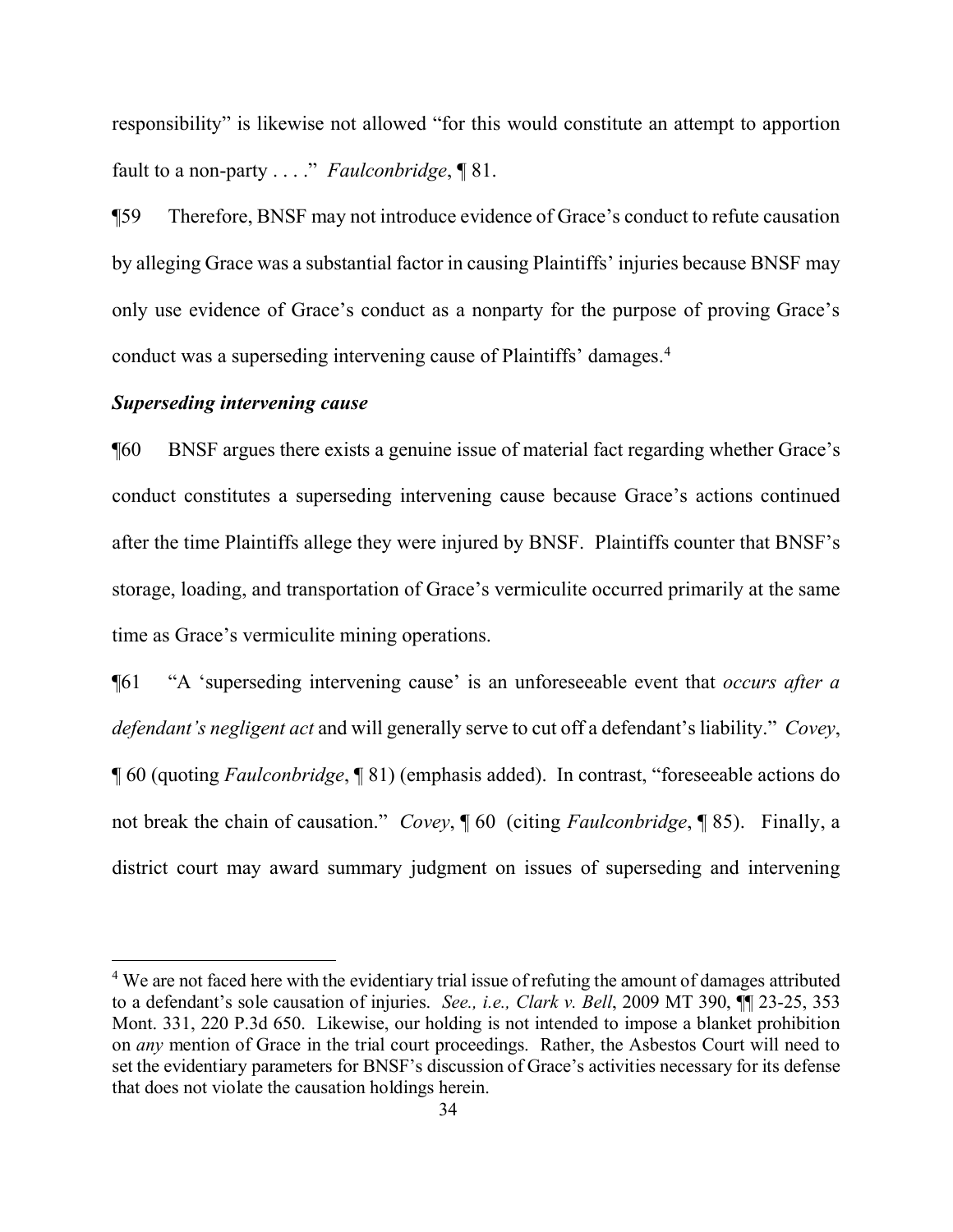responsibility" is likewise not allowed "for this would constitute an attempt to apportion fault to a non-party . . . ." *Faulconbridge*, ¶ 81.

¶59 Therefore, BNSF may not introduce evidence of Grace's conduct to refute causation by alleging Grace was a substantial factor in causing Plaintiffs' injuries because BNSF may only use evidence of Grace's conduct as a nonparty for the purpose of proving Grace's conduct was a superseding intervening cause of Plaintiffs' damages.[4]

***Superseding intervening cause***

¶60 BNSF argues there exists a genuine issue of material fact regarding whether Grace's conduct constitutes a superseding intervening cause because Grace's actions continued after the time Plaintiffs allege they were injured by BNSF. Plaintiffs counter that BNSF's storage, loading, and transportation of Grace's vermiculite occurred primarily at the same time as Grace's vermiculite mining operations.

¶61 "A 'superseding intervening cause' is an unforeseeable event that *occurs after a defendant's negligent act* and will generally serve to cut off a defendant's liability." *Covey*, ¶ 60 (quoting *Faulconbridge*, ¶ 81) (emphasis added). In contrast, "foreseeable actions do not break the chain of causation." *Covey*, ¶ 60 (citing *Faulconbridge*, ¶ 85). Finally, a district court may award summary judgment on issues of superseding and intervening

---

[4] We are not faced here with the evidentiary trial issue of refuting the amount of damages attributed to a defendant's sole causation of injuries. *See., i.e., Clark v. Bell*, 2009 MT 390, ¶¶ 23-25, 353 Mont. 331, 220 P.3d 650. Likewise, our holding is not intended to impose a blanket prohibition on *any* mention of Grace in the trial court proceedings. Rather, the Asbestos Court will need to set the evidentiary parameters for BNSF's discussion of Grace's activities necessary for its defense that does not violate the causation holdings herein.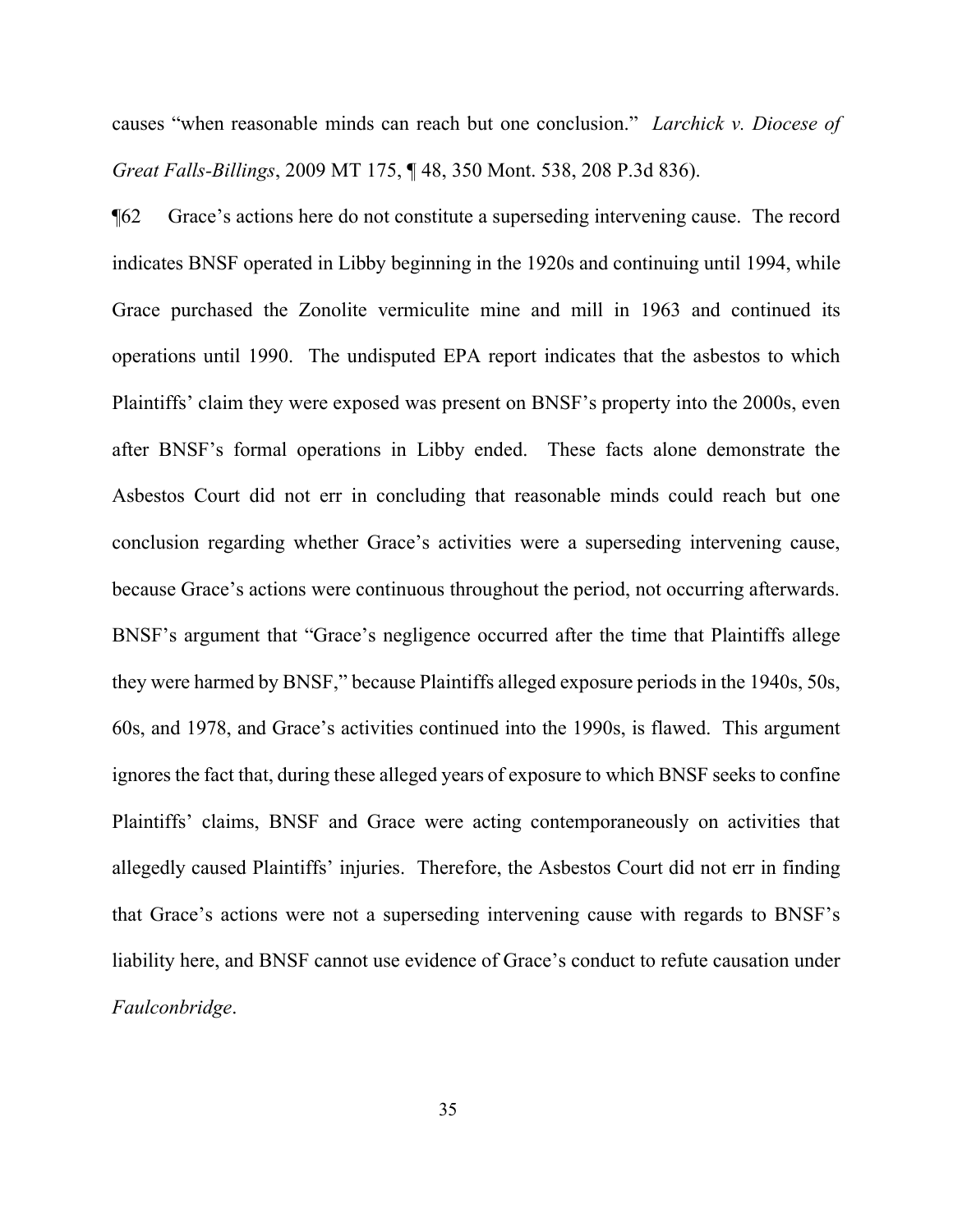causes "when reasonable minds can reach but one conclusion." *Larchick v. Diocese of Great Falls-Billings*, 2009 MT 175, ¶ 48, 350 Mont. 538, 208 P.3d 836).

¶62 Grace's actions here do not constitute a superseding intervening cause. The record indicates BNSF operated in Libby beginning in the 1920s and continuing until 1994, while Grace purchased the Zonolite vermiculite mine and mill in 1963 and continued its operations until 1990. The undisputed EPA report indicates that the asbestos to which Plaintiffs' claim they were exposed was present on BNSF's property into the 2000s, even after BNSF's formal operations in Libby ended. These facts alone demonstrate the Asbestos Court did not err in concluding that reasonable minds could reach but one conclusion regarding whether Grace's activities were a superseding intervening cause, because Grace's actions were continuous throughout the period, not occurring afterwards. BNSF's argument that "Grace's negligence occurred after the time that Plaintiffs allege they were harmed by BNSF," because Plaintiffs alleged exposure periods in the 1940s, 50s, 60s, and 1978, and Grace's activities continued into the 1990s, is flawed. This argument ignores the fact that, during these alleged years of exposure to which BNSF seeks to confine Plaintiffs' claims, BNSF and Grace were acting contemporaneously on activities that allegedly caused Plaintiffs' injuries. Therefore, the Asbestos Court did not err in finding that Grace's actions were not a superseding intervening cause with regards to BNSF's liability here, and BNSF cannot use evidence of Grace's conduct to refute causation under *Faulconbridge*.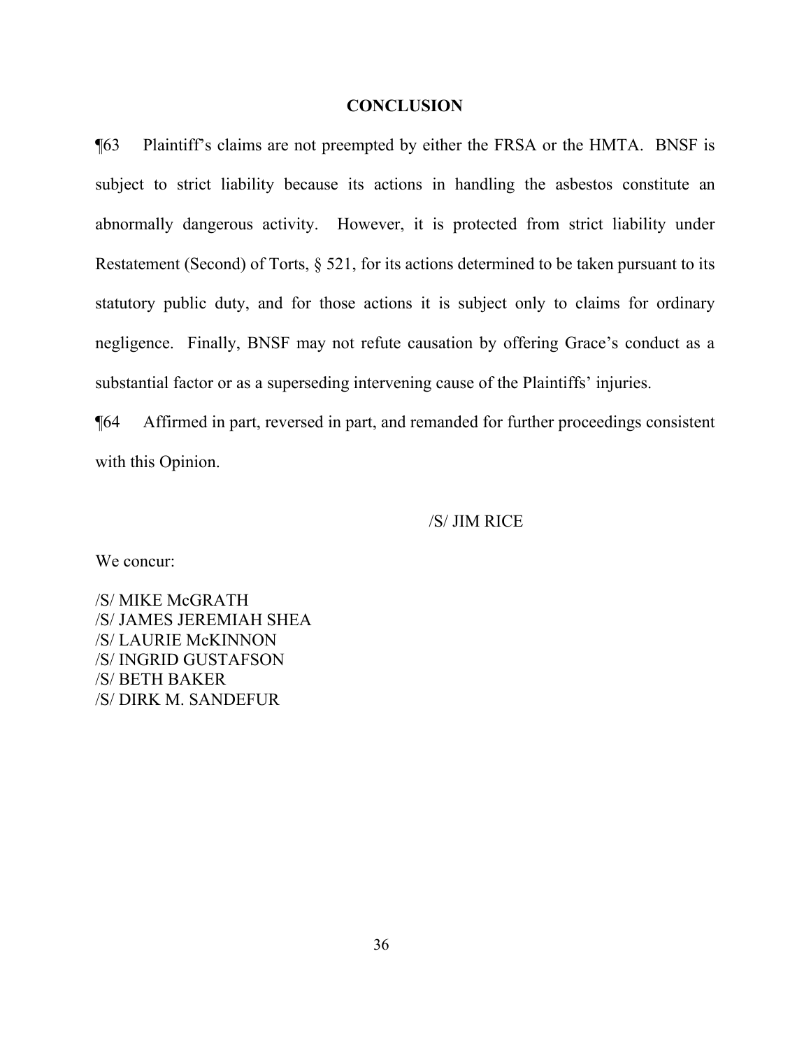## CONCLUSION

¶63 Plaintiff's claims are not preempted by either the FRSA or the HMTA. BNSF is subject to strict liability because its actions in handling the asbestos constitute an abnormally dangerous activity. However, it is protected from strict liability under Restatement (Second) of Torts, § 521, for its actions determined to be taken pursuant to its statutory public duty, and for those actions it is subject only to claims for ordinary negligence. Finally, BNSF may not refute causation by offering Grace's conduct as a substantial factor or as a superseding intervening cause of the Plaintiffs' injuries.

¶64 Affirmed in part, reversed in part, and remanded for further proceedings consistent with this Opinion.

/S/ JIM RICE

We concur:

/S/ MIKE McGRATH
/S/ JAMES JEREMIAH SHEA
/S/ LAURIE McKINNON
/S/ INGRID GUSTAFSON
/S/ BETH BAKER
/S/ DIRK M. SANDEFUR